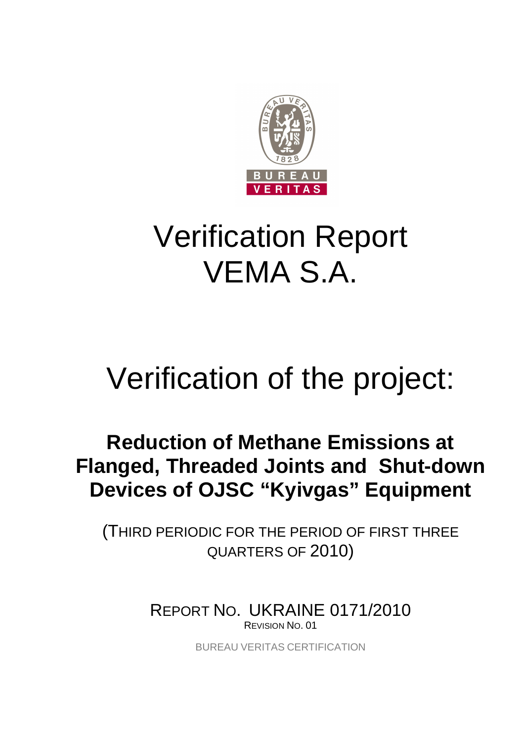# Verification Report VEMA S.A.

# Verification of the project:

## Reduction of Methane Emissions at Flanged, Threaded Joints and Shut-down Devices of OJSC "Kyivgas" Equipment

(THIRD PERIODIC FOR THE PERIOD OF FIRST THREE QUARTERS OF 2010)

REPORT NO. UKRAINE 0171/2010

REVISION NO. 01

BUREAU VERITAS CERTIFICATION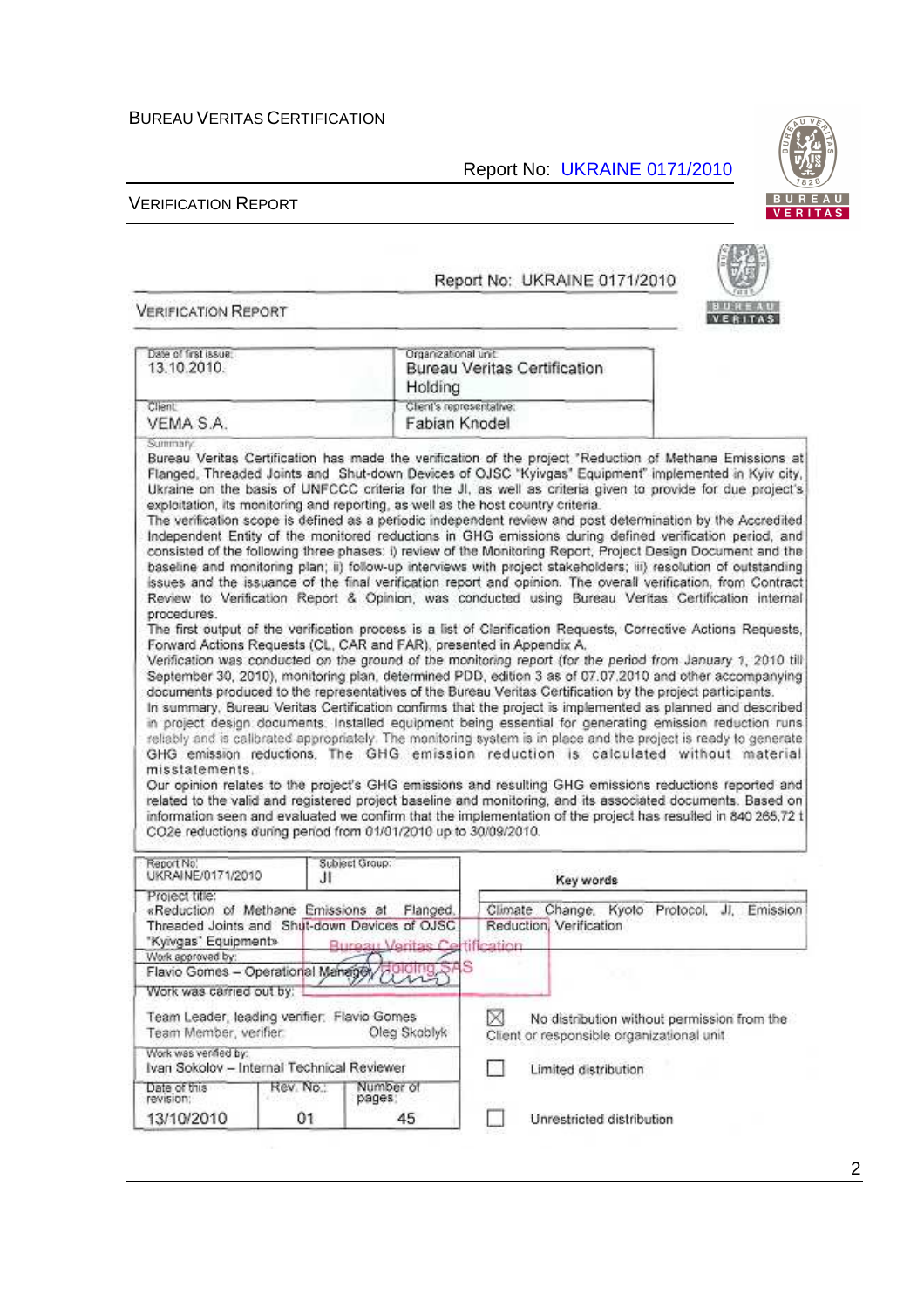Report No: UKRAINE 0171/2010

VERIFICATION REPORT

| Date of first issue: | Organizational unit: |
|---|---|
| 13.10.2010. | Bureau Veritas Certification Holding |
| Client: | Client's representative: |
| VEMA S.A. | Fabian Knodel |

Summary:

Bureau Veritas Certification has made the verification of the project "Reduction of Methane Emissions at Flanged, Threaded Joints and Shut-down Devices of OJSC "Kyivgas" Equipment" implemented in Kyiv city, Ukraine on the basis of UNFCCC criteria for the JI, as well as criteria given to provide for due project's exploitation, its monitoring and reporting, as well as the host country criteria.

The verification scope is defined as a periodic independent review and post determination by the Accredited Independent Entity of the monitored reductions in GHG emissions during defined verification period, and consisted of the following three phases: i) review of the Monitoring Report, Project Design Document and the baseline and monitoring plan; ii) follow-up interviews with project stakeholders; iii) resolution of outstanding issues and the issuance of the final verification report and opinion. The overall verification, from Contract Review to Verification Report & Opinion, was conducted using Bureau Veritas Certification internal procedures.

The first output of the verification process is a list of Clarification Requests, Corrective Actions Requests, Forward Actions Requests (CL, CAR and FAR), presented in Appendix A.

Verification was conducted on the ground of the monitoring report (for the period from January 1, 2010 till September 30, 2010), monitoring plan, determined PDD, edition 3 as of 07.07.2010 and other accompanying documents produced to the representatives of the Bureau Veritas Certification by the project participants.

In summary, Bureau Veritas Certification confirms that the project is implemented as planned and described in project design documents. Installed equipment being essential for generating emission reduction runs reliably and is calibrated appropriately. The monitoring system is in place and the project is ready to generate GHG emission reductions. The GHG emission reduction is calculated without material misstatements.

Our opinion relates to the project's GHG emissions and resulting GHG emissions reductions reported and related to the valid and registered project baseline and monitoring, and its associated documents. Based on information seen and evaluated we confirm that the implementation of the project has resulted in 840 265,72 t CO2e reductions during period from 01/01/2010 up to 30/09/2010.

| Report No: | Subject Group: | Key words |
|---|---|---|
| UKRAINE/0171/2010 | JI | |
| Project title: «Reduction of Methane Emissions at Flanged, Threaded Joints and Shut-down Devices of OJSC "Kyivgas" Equipment» | | Climate Change, Kyoto Protocol, JI, Emission Reduction, Verification |

Work approved by:
Flavio Gomes – Operational Manager

Bureau Veritas Certification Holding SAS

Work was carried out by:
Team Leader, leading verifier: Flavio Gomes
Team Member, verifier: Oleg Skoblyk

Work was verified by:
Ivan Sokolov – Internal Technical Reviewer

| Date of this revision: | Rev. No.: | Number of pages: |
|---|---|---|
| 13/10/2010 | 01 | 45 |

- [x] No distribution without permission from the Client or responsible organizational unit
- [ ] Limited distribution
- [ ] Unrestricted distribution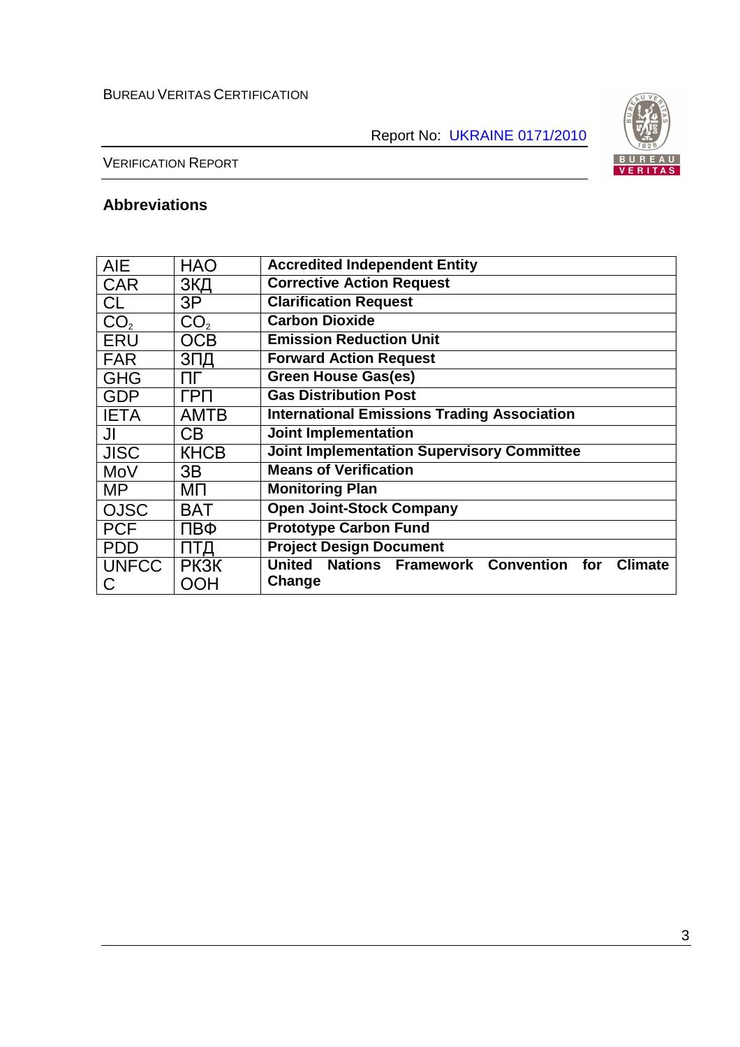## Abbreviations

| AIE | НАО | **Accredited Independent Entity** |
|---|---|---|
| CAR | ЗКД | **Corrective Action Request** |
| CL | ЗР | **Clarification Request** |
| $CO_2$ | $CO_2$ | **Carbon Dioxide** |
| ERU | ОСВ | **Emission Reduction Unit** |
| FAR | ЗПД | **Forward Action Request** |
| GHG | ПГ | **Green House Gas(es)** |
| GDP | ГРП | **Gas Distribution Post** |
| IETA | АМТВ | **International Emissions Trading Association** |
| JI | СВ | **Joint Implementation** |
| JISC | КНСВ | **Joint Implementation Supervisory Committee** |
| MoV | ЗВ | **Means of Verification** |
| MP | МП | **Monitoring Plan** |
| OJSC | ВАТ | **Open Joint-Stock Company** |
| PCF | ПВФ | **Prototype Carbon Fund** |
| PDD | ПТД | **Project Design Document** |
| UNFCCC | РКЗК ООН | **United Nations Framework Convention for Climate Change** |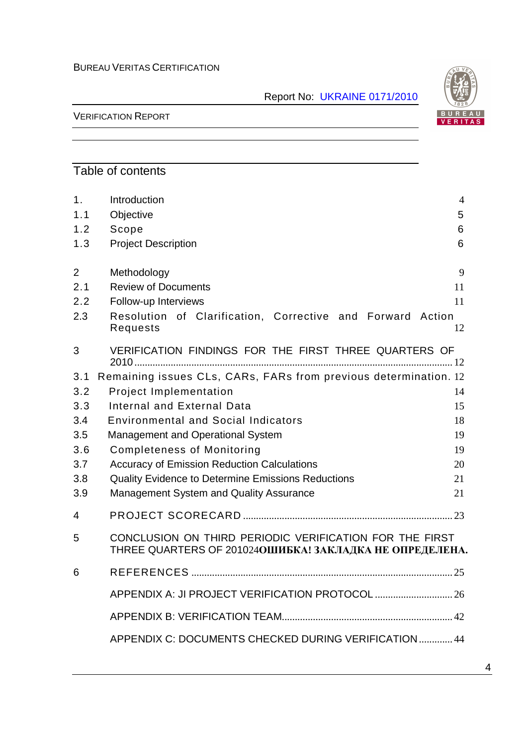## Table of contents

| | | |
|---|---|---|
| 1. | Introduction | 4 |
| 1.1 | Objective | 5 |
| 1.2 | Scope | 6 |
| 1.3 | Project Description | 6 |
| 2 | Methodology | 9 |
| 2.1 | Review of Documents | 11 |
| 2.2 | Follow-up Interviews | 11 |
| 2.3 | Resolution of Clarification, Corrective and Forward Action Requests | 12 |
| 3 | VERIFICATION FINDINGS FOR THE FIRST THREE QUARTERS OF 2010 | 12 |
| 3.1 | Remaining issues CLs, CARs, FARs from previous determination. | 12 |
| 3.2 | Project Implementation | 14 |
| 3.3 | Internal and External Data | 15 |
| 3.4 | Environmental and Social Indicators | 18 |
| 3.5 | Management and Operational System | 19 |
| 3.6 | Completeness of Monitoring | 19 |
| 3.7 | Accuracy of Emission Reduction Calculations | 20 |
| 3.8 | Quality Evidence to Determine Emissions Reductions | 21 |
| 3.9 | Management System and Quality Assurance | 21 |
| 4 | PROJECT SCORECARD | 23 |
| 5 | CONCLUSION ON THIRD PERIODIC VERIFICATION FOR THE FIRST THREE QUARTERS OF 2010 | 24**ОШИБКА! ЗАКЛАДКА НЕ ОПРЕДЕЛЕНА.** |
| 6 | REFERENCES | 25 |
| | APPENDIX A: JI PROJECT VERIFICATION PROTOCOL | 26 |
| | APPENDIX B: VERIFICATION TEAM | 42 |
| | APPENDIX C: DOCUMENTS CHECKED DURING VERIFICATION | 44 |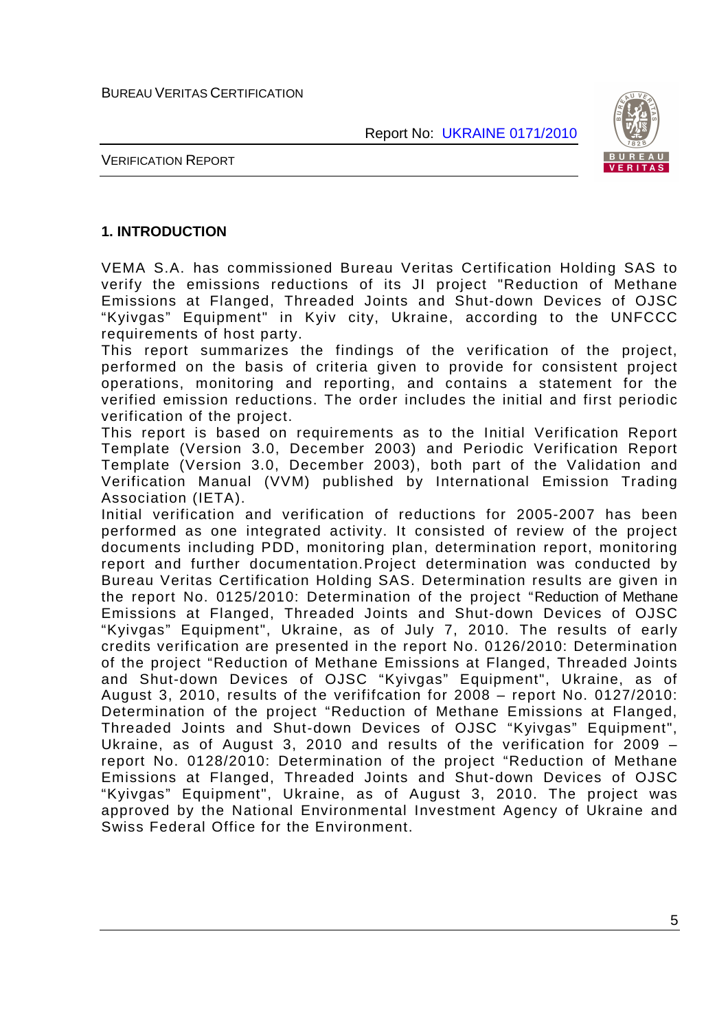## 1. INTRODUCTION

VEMA S.A. has commissioned Bureau Veritas Certification Holding SAS to verify the emissions reductions of its JI project "Reduction of Methane Emissions at Flanged, Threaded Joints and Shut-down Devices of OJSC "Kyivgas" Equipment" in Kyiv city, Ukraine, according to the UNFCCC requirements of host party.

This report summarizes the findings of the verification of the project, performed on the basis of criteria given to provide for consistent project operations, monitoring and reporting, and contains a statement for the verified emission reductions. The order includes the initial and first periodic verification of the project.

This report is based on requirements as to the Initial Verification Report Template (Version 3.0, December 2003) and Periodic Verification Report Template (Version 3.0, December 2003), both part of the Validation and Verification Manual (VVM) published by International Emission Trading Association (IETA).

Initial verification and verification of reductions for 2005-2007 has been performed as one integrated activity. It consisted of review of the project documents including PDD, monitoring plan, determination report, monitoring report and further documentation.Project determination was conducted by Bureau Veritas Certification Holding SAS. Determination results are given in the report No. 0125/2010: Determination of the project "Reduction of Methane Emissions at Flanged, Threaded Joints and Shut-down Devices of OJSC "Kyivgas" Equipment", Ukraine, as of July 7, 2010. The results of early credits verification are presented in the report No. 0126/2010: Determination of the project "Reduction of Methane Emissions at Flanged, Threaded Joints and Shut-down Devices of OJSC "Kyivgas" Equipment", Ukraine, as of August 3, 2010, results of the verififcation for 2008 – report No. 0127/2010: Determination of the project "Reduction of Methane Emissions at Flanged, Threaded Joints and Shut-down Devices of OJSC "Kyivgas" Equipment", Ukraine, as of August 3, 2010 and results of the verification for 2009 – report No. 0128/2010: Determination of the project "Reduction of Methane Emissions at Flanged, Threaded Joints and Shut-down Devices of OJSC "Kyivgas" Equipment", Ukraine, as of August 3, 2010. The project was approved by the National Environmental Investment Agency of Ukraine and Swiss Federal Office for the Environment.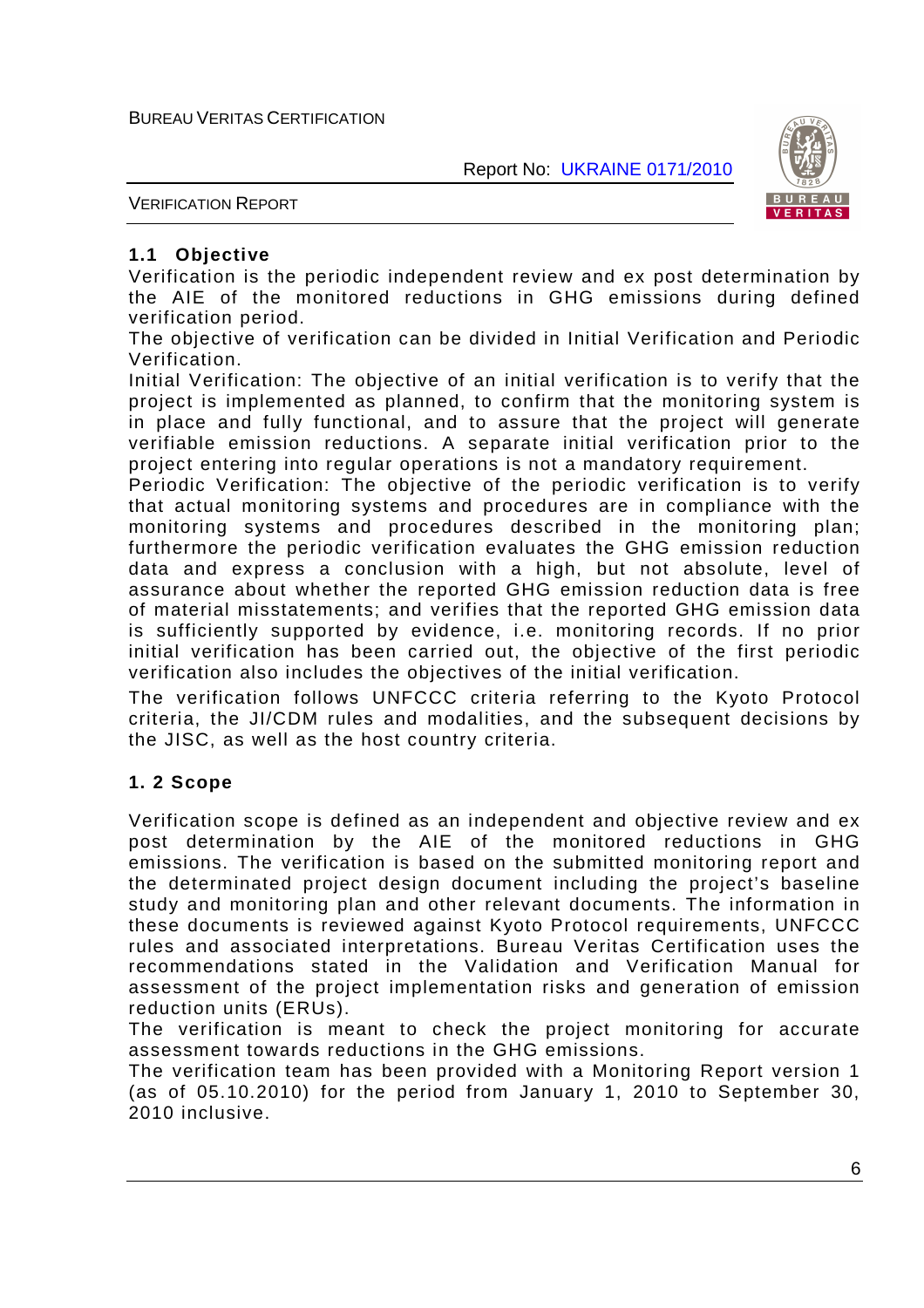## 1.1 Objective

Verification is the periodic independent review and ex post determination by the AIE of the monitored reductions in GHG emissions during defined verification period.

The objective of verification can be divided in Initial Verification and Periodic Verification.

Initial Verification: The objective of an initial verification is to verify that the project is implemented as planned, to confirm that the monitoring system is in place and fully functional, and to assure that the project will generate verifiable emission reductions. A separate initial verification prior to the project entering into regular operations is not a mandatory requirement.

Periodic Verification: The objective of the periodic verification is to verify that actual monitoring systems and procedures are in compliance with the monitoring systems and procedures described in the monitoring plan; furthermore the periodic verification evaluates the GHG emission reduction data and express a conclusion with a high, but not absolute, level of assurance about whether the reported GHG emission reduction data is free of material misstatements; and verifies that the reported GHG emission data is sufficiently supported by evidence, i.e. monitoring records. If no prior initial verification has been carried out, the objective of the first periodic verification also includes the objectives of the initial verification.

The verification follows UNFCCC criteria referring to the Kyoto Protocol criteria, the JI/CDM rules and modalities, and the subsequent decisions by the JISC, as well as the host country criteria.

## 1. 2 Scope

Verification scope is defined as an independent and objective review and ex post determination by the AIE of the monitored reductions in GHG emissions. The verification is based on the submitted monitoring report and the determinated project design document including the project's baseline study and monitoring plan and other relevant documents. The information in these documents is reviewed against Kyoto Protocol requirements, UNFCCC rules and associated interpretations. Bureau Veritas Certification uses the recommendations stated in the Validation and Verification Manual for assessment of the project implementation risks and generation of emission reduction units (ERUs).

The verification is meant to check the project monitoring for accurate assessment towards reductions in the GHG emissions.

The verification team has been provided with a Monitoring Report version 1 (as of 05.10.2010) for the period from January 1, 2010 to September 30, 2010 inclusive.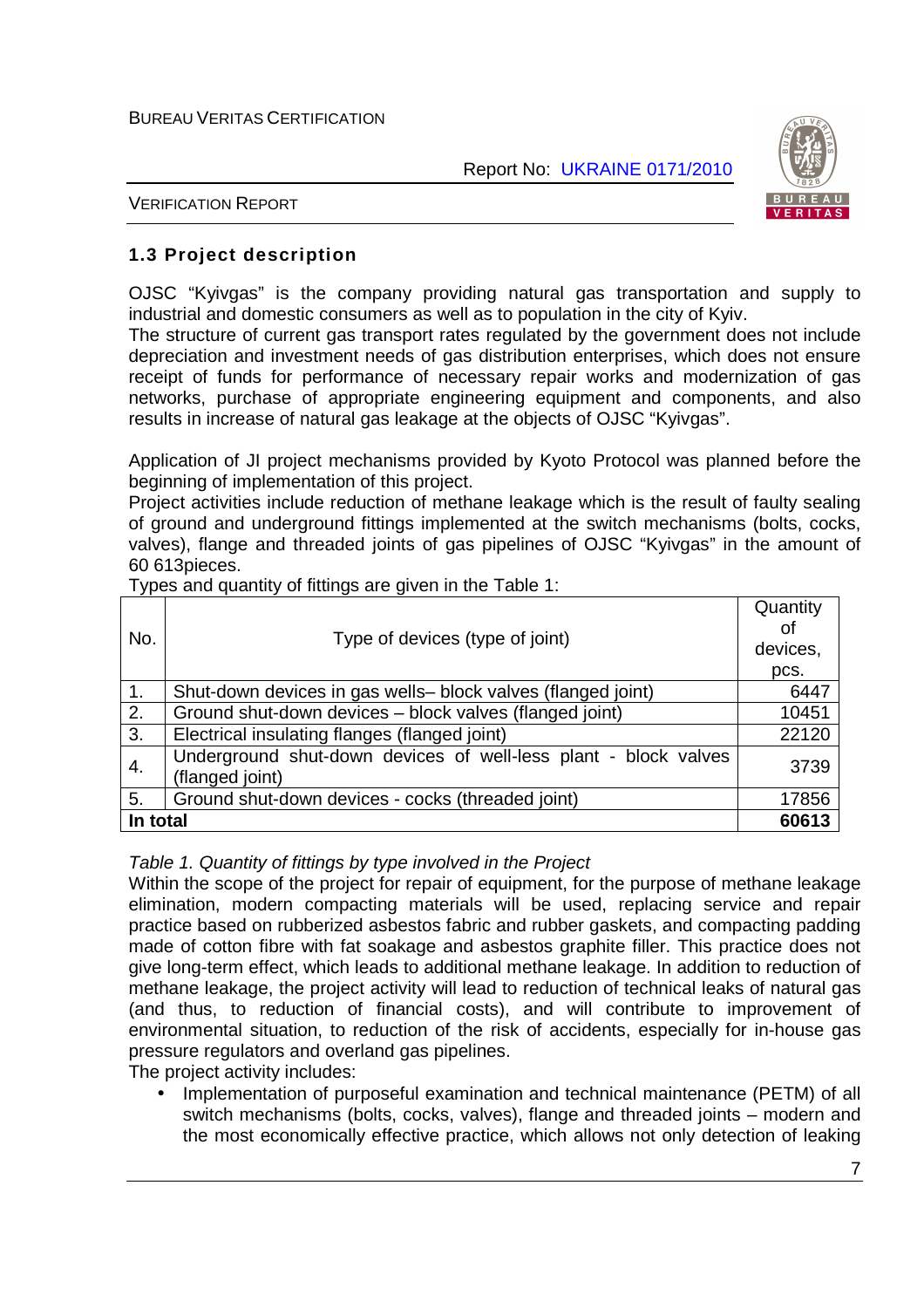## 1.3 Project description

OJSC "Kyivgas" is the company providing natural gas transportation and supply to industrial and domestic consumers as well as to population in the city of Kyiv.
The structure of current gas transport rates regulated by the government does not include depreciation and investment needs of gas distribution enterprises, which does not ensure receipt of funds for performance of necessary repair works and modernization of gas networks, purchase of appropriate engineering equipment and components, and also results in increase of natural gas leakage at the objects of OJSC "Kyivgas".

Application of JI project mechanisms provided by Kyoto Protocol was planned before the beginning of implementation of this project.
Project activities include reduction of methane leakage which is the result of faulty sealing of ground and underground fittings implemented at the switch mechanisms (bolts, cocks, valves), flange and threaded joints of gas pipelines of OJSC "Kyivgas" in the amount of 60 613pieces.
Types and quantity of fittings are given in the Table 1:

| No. | Type of devices (type of joint) | Quantity of devices, pcs. |
|---|---|---|
| 1. | Shut-down devices in gas wells– block valves (flanged joint) | 6447 |
| 2. | Ground shut-down devices – block valves (flanged joint) | 10451 |
| 3. | Electrical insulating flanges (flanged joint) | 22120 |
| 4. | Underground shut-down devices of well-less plant - block valves (flanged joint) | 3739 |
| 5. | Ground shut-down devices - cocks (threaded joint) | 17856 |
| **In total** | | **60613** |

*Table 1. Quantity of fittings by type involved in the Project*

Within the scope of the project for repair of equipment, for the purpose of methane leakage elimination, modern compacting materials will be used, replacing service and repair practice based on rubberized asbestos fabric and rubber gaskets, and compacting padding made of cotton fibre with fat soakage and asbestos graphite filler. This practice does not give long-term effect, which leads to additional methane leakage. In addition to reduction of methane leakage, the project activity will lead to reduction of technical leaks of natural gas (and thus, to reduction of financial costs), and will contribute to improvement of environmental situation, to reduction of the risk of accidents, especially for in-house gas pressure regulators and overland gas pipelines.
The project activity includes:

- Implementation of purposeful examination and technical maintenance (PETM) of all switch mechanisms (bolts, cocks, valves), flange and threaded joints – modern and the most economically effective practice, which allows not only detection of leaking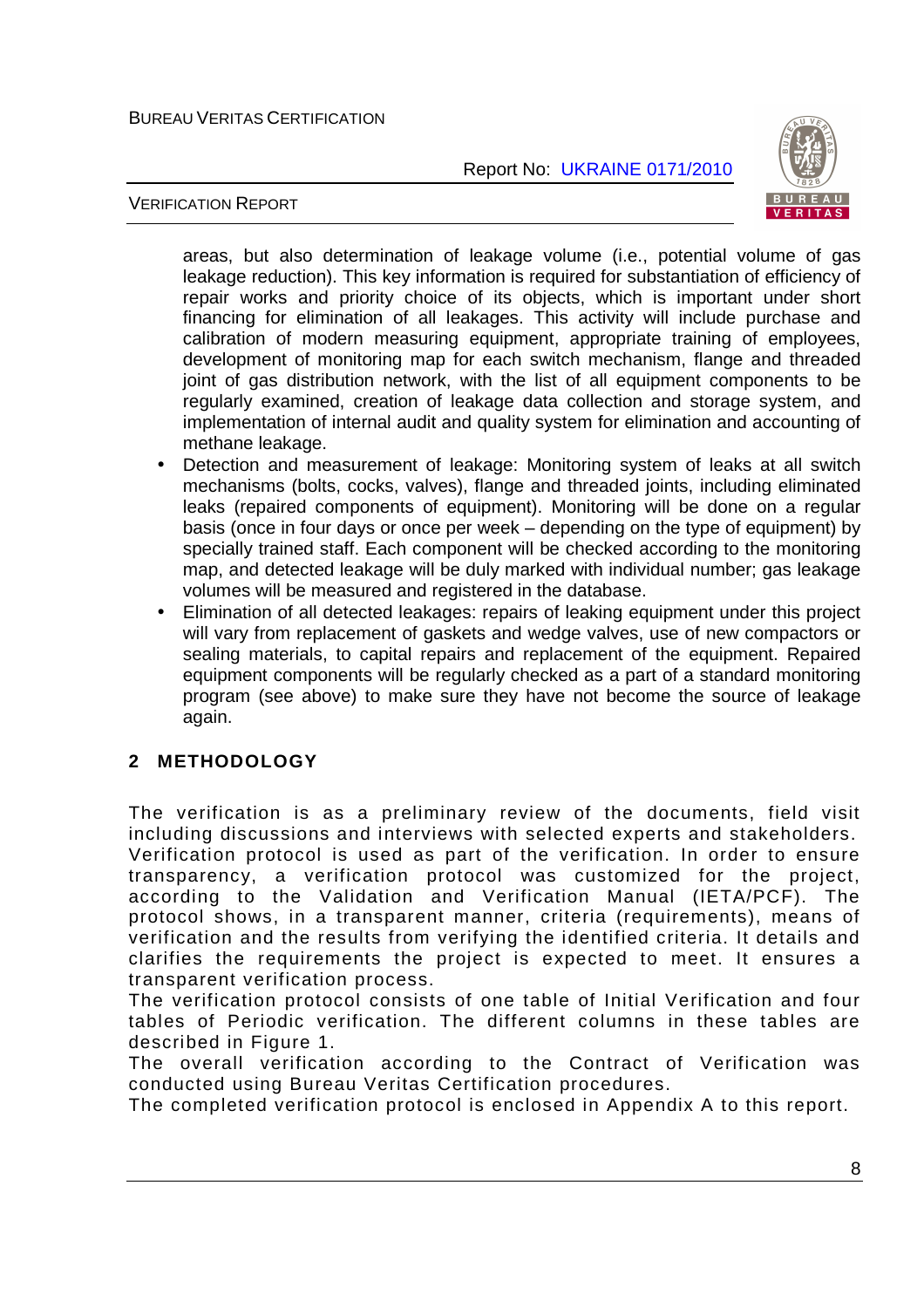areas, but also determination of leakage volume (i.e., potential volume of gas leakage reduction). This key information is required for substantiation of efficiency of repair works and priority choice of its objects, which is important under short financing for elimination of all leakages. This activity will include purchase and calibration of modern measuring equipment, appropriate training of employees, development of monitoring map for each switch mechanism, flange and threaded joint of gas distribution network, with the list of all equipment components to be regularly examined, creation of leakage data collection and storage system, and implementation of internal audit and quality system for elimination and accounting of methane leakage.

- Detection and measurement of leakage: Monitoring system of leaks at all switch mechanisms (bolts, cocks, valves), flange and threaded joints, including eliminated leaks (repaired components of equipment). Monitoring will be done on a regular basis (once in four days or once per week – depending on the type of equipment) by specially trained staff. Each component will be checked according to the monitoring map, and detected leakage will be duly marked with individual number; gas leakage volumes will be measured and registered in the database.
- Elimination of all detected leakages: repairs of leaking equipment under this project will vary from replacement of gaskets and wedge valves, use of new compactors or sealing materials, to capital repairs and replacement of the equipment. Repaired equipment components will be regularly checked as a part of a standard monitoring program (see above) to make sure they have not become the source of leakage again.

## 2 METHODOLOGY

The verification is as a preliminary review of the documents, field visit including discussions and interviews with selected experts and stakeholders. Verification protocol is used as part of the verification. In order to ensure transparency, a verification protocol was customized for the project, according to the Validation and Verification Manual (IETA/PCF). The protocol shows, in a transparent manner, criteria (requirements), means of verification and the results from verifying the identified criteria. It details and clarifies the requirements the project is expected to meet. It ensures a transparent verification process.

The verification protocol consists of one table of Initial Verification and four tables of Periodic verification. The different columns in these tables are described in Figure 1.

The overall verification according to the Contract of Verification was conducted using Bureau Veritas Certification procedures.

The completed verification protocol is enclosed in Appendix A to this report.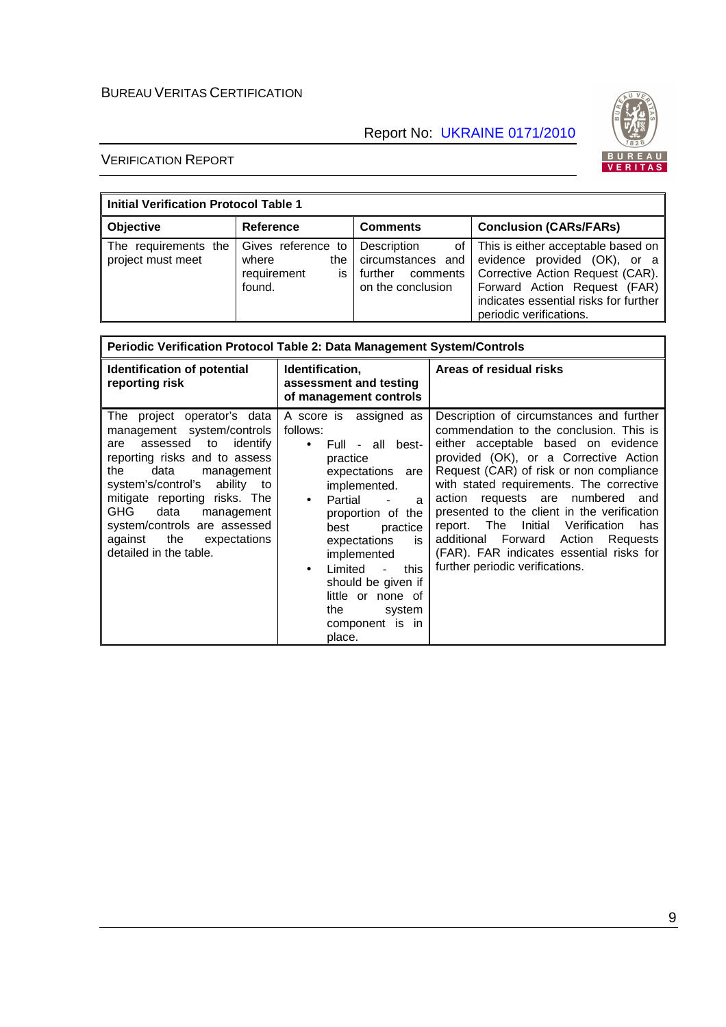| Initial Verification Protocol Table 1 | | | |
|---|---|---|---|
| **Objective** | **Reference** | **Comments** | **Conclusion (CARs/FARs)** |
| The requirements the project must meet | Gives reference to where the requirement is found. | Description of circumstances and further comments on the conclusion | This is either acceptable based on evidence provided (OK), or a Corrective Action Request (CAR). Forward Action Request (FAR) indicates essential risks for further periodic verifications. |

| Periodic Verification Protocol Table 2: Data Management System/Controls | | |
|---|---|---|
| **Identification of potential reporting risk** | **Identification, assessment and testing of management controls** | **Areas of residual risks** |
| The project operator's data management system/controls are assessed to identify reporting risks and to assess the data management system's/control's ability to mitigate reporting risks. The GHG data management system/controls are assessed against the expectations detailed in the table. | A score is assigned as follows:<br>• Full - all best-practice expectations are implemented.<br>• Partial - a proportion of the best practice expectations is implemented<br>• Limited - this should be given if little or none of the system component is in place. | Description of circumstances and further commendation to the conclusion. This is either acceptable based on evidence provided (OK), or a Corrective Action Request (CAR) of risk or non compliance with stated requirements. The corrective action requests are numbered and presented to the client in the verification report. The Initial Verification has additional Forward Action Requests (FAR). FAR indicates essential risks for further periodic verifications. |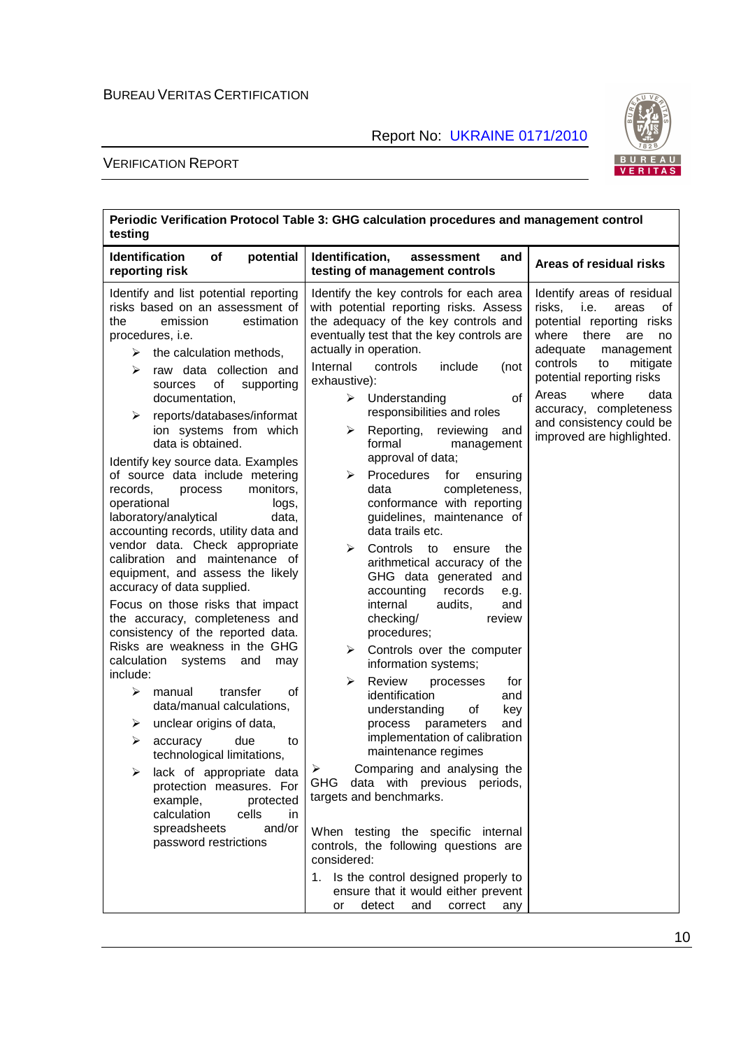| Periodic Verification Protocol Table 3: GHG calculation procedures and management control testing | | |
|---|---|---|
| **Identification of potential reporting risk** | **Identification, assessment and testing of management controls** | **Areas of residual risks** |
| Identify and list potential reporting risks based on an assessment of the emission estimation procedures, i.e.<br>➢ the calculation methods,<br>➢ raw data collection and sources of supporting documentation,<br>➢ reports/databases/information systems from which data is obtained.<br>Identify key source data. Examples of source data include metering records, process monitors, operational logs, laboratory/analytical data, accounting records, utility data and vendor data. Check appropriate calibration and maintenance of equipment, and assess the likely accuracy of data supplied.<br>Focus on those risks that impact the accuracy, completeness and consistency of the reported data. Risks are weakness in the GHG calculation systems and may include:<br>➢ manual transfer of data/manual calculations,<br>➢ unclear origins of data,<br>➢ accuracy due to technological limitations,<br>➢ lack of appropriate data protection measures. For example, protected calculation cells in spreadsheets and/or password restrictions | Identify the key controls for each area with potential reporting risks. Assess the adequacy of the key controls and eventually test that the key controls are actually in operation.<br>Internal controls include (not exhaustive):<br>➢ Understanding of responsibilities and roles<br>➢ Reporting, reviewing and formal management approval of data;<br>➢ Procedures for ensuring data completeness, conformance with reporting guidelines, maintenance of data trails etc.<br>➢ Controls to ensure the arithmetical accuracy of the GHG data generated and accounting records e.g. internal audits, and checking/ review procedures;<br>➢ Controls over the computer information systems;<br>➢ Review processes for identification and understanding of key process parameters and implementation of calibration maintenance regimes<br>➢ Comparing and analysing the GHG data with previous periods, targets and benchmarks.<br><br>When testing the specific internal controls, the following questions are considered:<br>1. Is the control designed properly to ensure that it would either prevent or detect and correct any | Identify areas of residual risks, i.e. areas of potential reporting risks where there are no adequate management controls to mitigate potential reporting risks<br>Areas where data accuracy, completeness and consistency could be improved are highlighted. |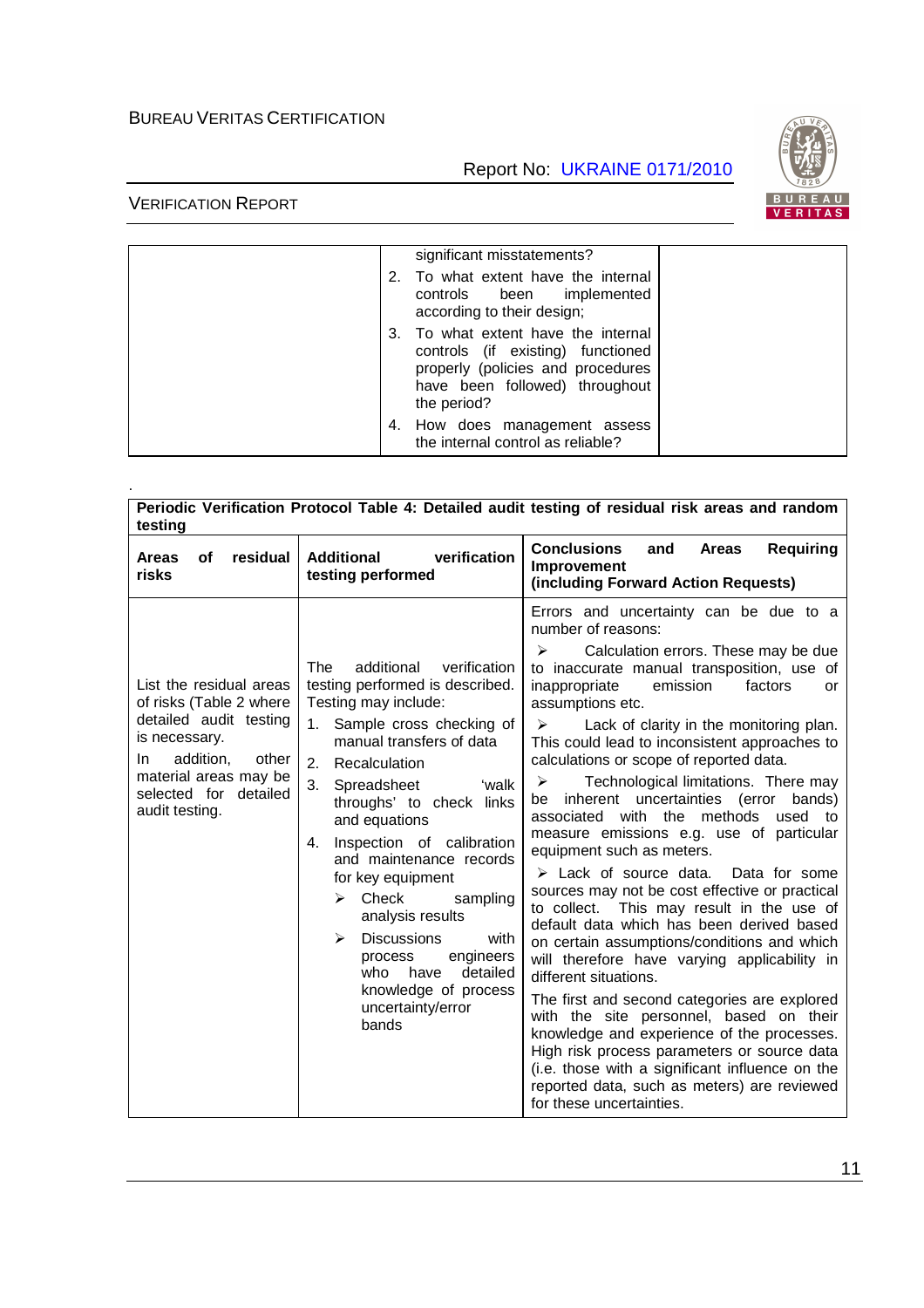| | significant misstatements?<br>2. To what extent have the internal controls been implemented according to their design;<br>3. To what extent have the internal controls (if existing) functioned properly (policies and procedures have been followed) throughout the period?<br>4. How does management assess the internal control as reliable? | |
|---|---|---|

.

| **Periodic Verification Protocol Table 4: Detailed audit testing of residual risk areas and random testing** | | |
|---|---|---|
| **Areas of residual risks** | **Additional verification testing performed** | **Conclusions and Areas Requiring Improvement (including Forward Action Requests)** |
| List the residual areas of risks (Table 2 where detailed audit testing is necessary.<br>In addition, other material areas may be selected for detailed audit testing. | The additional verification testing performed is described. Testing may include:<br>1. Sample cross checking of manual transfers of data<br>2. Recalculation<br>3. Spreadsheet 'walk throughs' to check links and equations<br>4. Inspection of calibration and maintenance records for key equipment<br>➢ Check sampling analysis results<br>➢ Discussions with process engineers who have detailed knowledge of process uncertainty/error bands | Errors and uncertainty can be due to a number of reasons:<br>➢ Calculation errors. These may be due to inaccurate manual transposition, use of inappropriate emission factors or assumptions etc.<br>➢ Lack of clarity in the monitoring plan. This could lead to inconsistent approaches to calculations or scope of reported data.<br>➢ Technological limitations. There may be inherent uncertainties (error bands) associated with the methods used to measure emissions e.g. use of particular equipment such as meters.<br>➢ Lack of source data. Data for some sources may not be cost effective or practical to collect. This may result in the use of default data which has been derived based on certain assumptions/conditions and which will therefore have varying applicability in different situations.<br>The first and second categories are explored with the site personnel, based on their knowledge and experience of the processes. High risk process parameters or source data (i.e. those with a significant influence on the reported data, such as meters) are reviewed for these uncertainties. |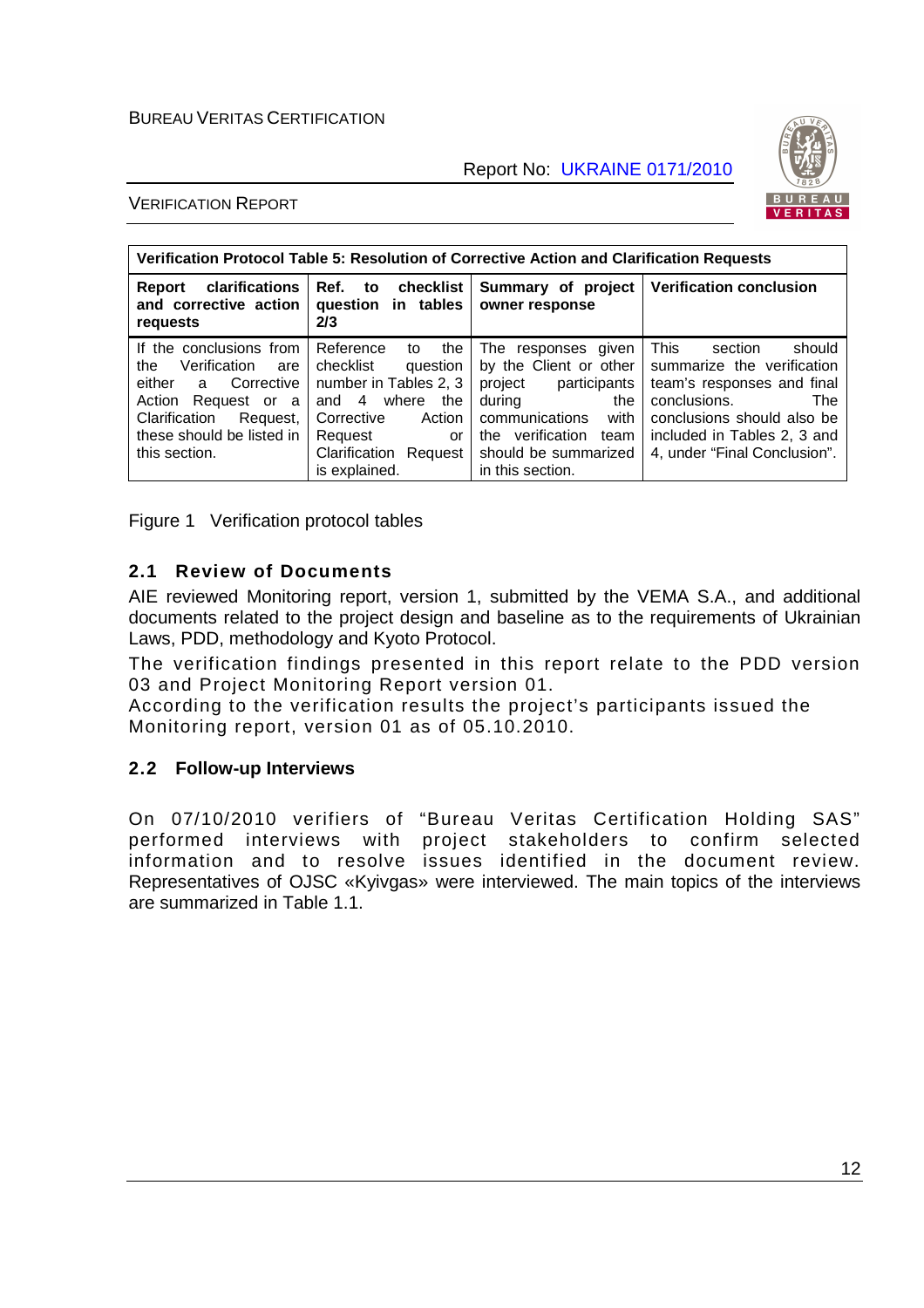| Verification Protocol Table 5: Resolution of Corrective Action and Clarification Requests | | | |
|---|---|---|---|
| **Report clarifications and corrective action requests** | **Ref. to checklist question in tables 2/3** | **Summary of project owner response** | **Verification conclusion** |
| If the conclusions from the Verification are either a Corrective Action Request or a Clarification Request, these should be listed in this section. | Reference to the checklist question number in Tables 2, 3 and 4 where the Corrective Action Request or Clarification Request is explained. | The responses given by the Client or other project participants during the communications with the verification team should be summarized in this section. | This section should summarize the verification team's responses and final conclusions. The conclusions should also be included in Tables 2, 3 and 4, under "Final Conclusion". |

Figure 1 Verification protocol tables

## 2.1 Review of Documents

AIE reviewed Monitoring report, version 1, submitted by the VEMA S.A., and additional documents related to the project design and baseline as to the requirements of Ukrainian Laws, PDD, methodology and Kyoto Protocol.

The verification findings presented in this report relate to the PDD version 03 and Project Monitoring Report version 01.

According to the verification results the project's participants issued the Monitoring report, version 01 as of 05.10.2010.

## 2.2 Follow-up Interviews

On 07/10/2010 verifiers of "Bureau Veritas Certification Holding SAS" performed interviews with project stakeholders to confirm selected information and to resolve issues identified in the document review. Representatives of OJSC «Kyivgas» were interviewed. The main topics of the interviews are summarized in Table 1.1.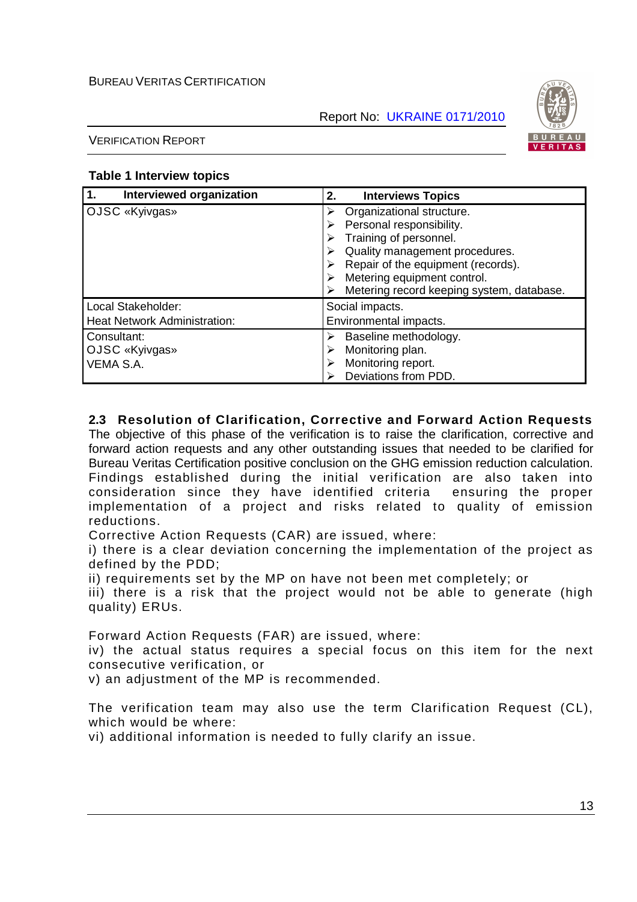**Table 1 Interview topics**

| 1. Interviewed organization | 2. Interviews Topics |
|---|---|
| OJSC «Kyivgas» | ➢ Organizational structure.<br>➢ Personal responsibility.<br>➢ Training of personnel.<br>➢ Quality management procedures.<br>➢ Repair of the equipment (records).<br>➢ Metering equipment control.<br>➢ Metering record keeping system, database. |
| Local Stakeholder:<br>Heat Network Administration: | Social impacts.<br>Environmental impacts. |
| Consultant:<br>OJSC «Kyivgas»<br>VEMA S.A. | ➢ Baseline methodology.<br>➢ Monitoring plan.<br>➢ Monitoring report.<br>➢ Deviations from PDD. |

### 2.3 Resolution of Clarification, Corrective and Forward Action Requests

The objective of this phase of the verification is to raise the clarification, corrective and forward action requests and any other outstanding issues that needed to be clarified for Bureau Veritas Certification positive conclusion on the GHG emission reduction calculation. Findings established during the initial verification are also taken into consideration since they have identified criteria ensuring the proper implementation of a project and risks related to quality of emission reductions.

Corrective Action Requests (CAR) are issued, where:

i) there is a clear deviation concerning the implementation of the project as defined by the PDD;

ii) requirements set by the MP on have not been met completely; or

iii) there is a risk that the project would not be able to generate (high quality) ERUs.

Forward Action Requests (FAR) are issued, where:

iv) the actual status requires a special focus on this item for the next consecutive verification, or

v) an adjustment of the MP is recommended.

The verification team may also use the term Clarification Request (CL), which would be where:

vi) additional information is needed to fully clarify an issue.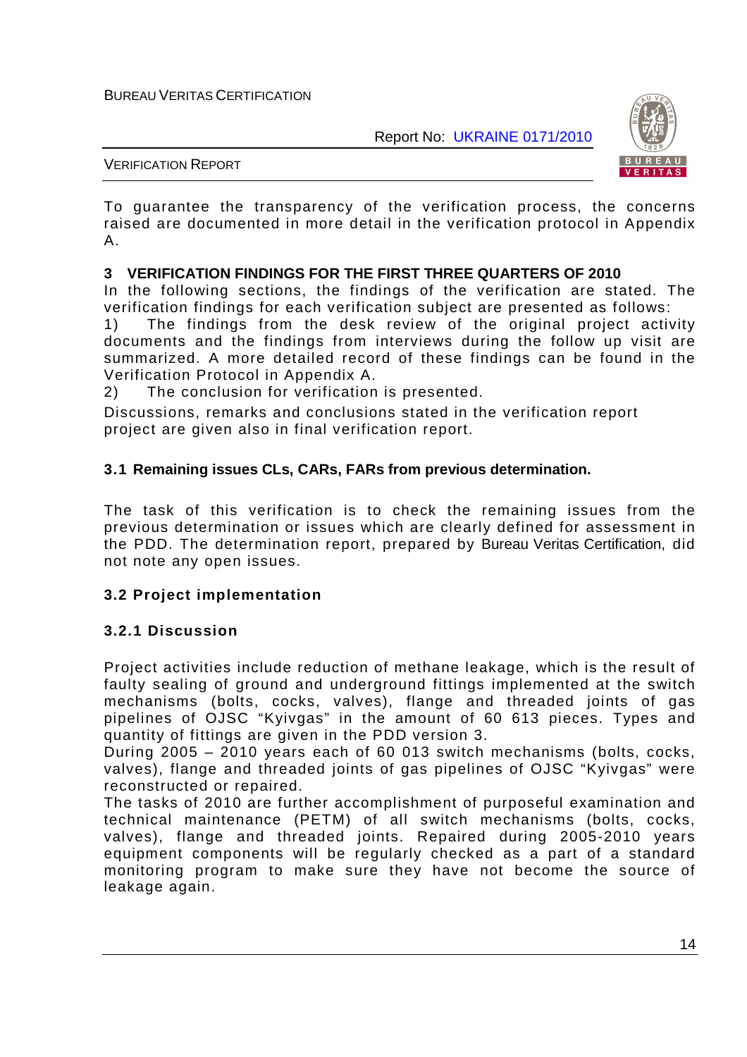To guarantee the transparency of the verification process, the concerns raised are documented in more detail in the verification protocol in Appendix A.

## 3 VERIFICATION FINDINGS FOR THE FIRST THREE QUARTERS OF 2010

In the following sections, the findings of the verification are stated. The verification findings for each verification subject are presented as follows:

1) The findings from the desk review of the original project activity documents and the findings from interviews during the follow up visit are summarized. A more detailed record of these findings can be found in the Verification Protocol in Appendix A.
2) The conclusion for verification is presented.

Discussions, remarks and conclusions stated in the verification report project are given also in final verification report.

### 3.1 Remaining issues CLs, CARs, FARs from previous determination.

The task of this verification is to check the remaining issues from the previous determination or issues which are clearly defined for assessment in the PDD. The determination report, prepared by Bureau Veritas Certification, did not note any open issues.

### 3.2 Project implementation

#### 3.2.1 Discussion

Project activities include reduction of methane leakage, which is the result of faulty sealing of ground and underground fittings implemented at the switch mechanisms (bolts, cocks, valves), flange and threaded joints of gas pipelines of OJSC "Kyivgas" in the amount of 60 613 pieces. Types and quantity of fittings are given in the PDD version 3.
During 2005 – 2010 years each of 60 013 switch mechanisms (bolts, cocks, valves), flange and threaded joints of gas pipelines of OJSC "Kyivgas" were reconstructed or repaired.
The tasks of 2010 are further accomplishment of purposeful examination and technical maintenance (PETM) of all switch mechanisms (bolts, cocks, valves), flange and threaded joints. Repaired during 2005-2010 years equipment components will be regularly checked as a part of a standard monitoring program to make sure they have not become the source of leakage again.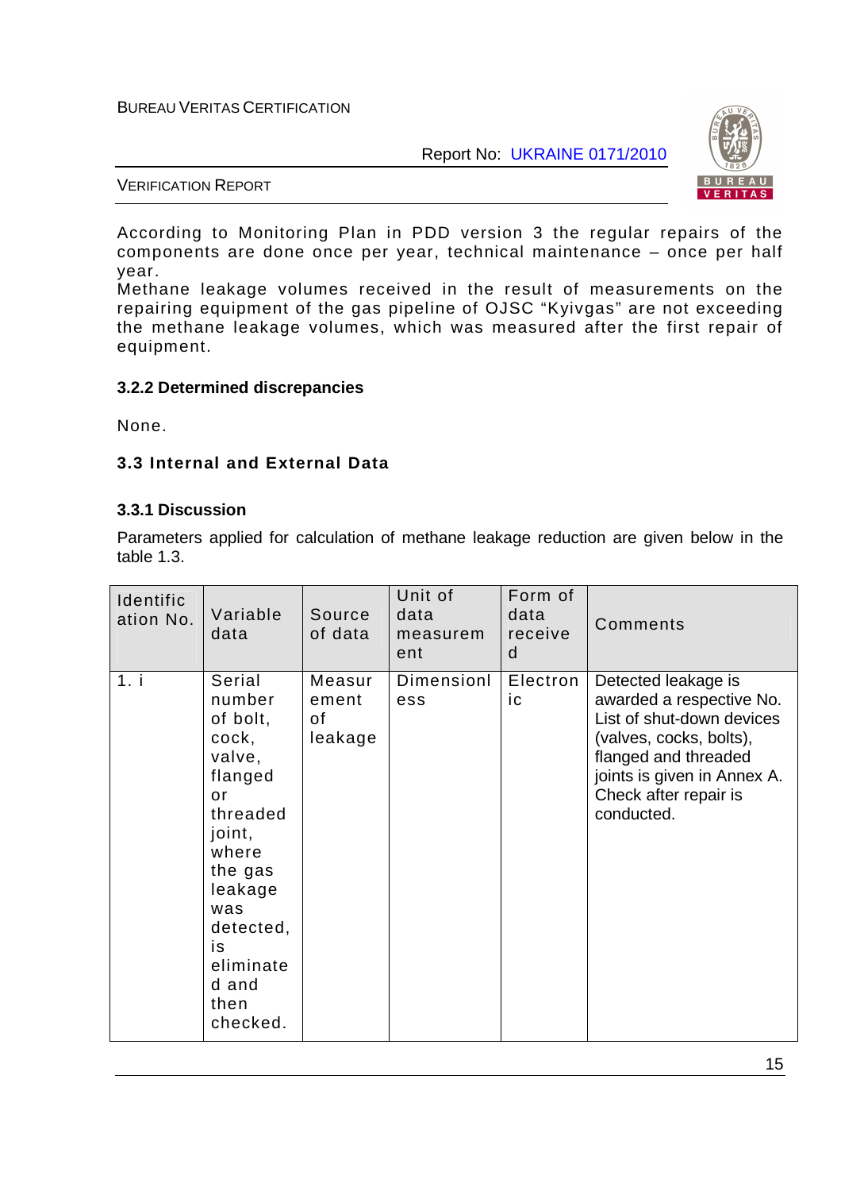According to Monitoring Plan in PDD version 3 the regular repairs of the components are done once per year, technical maintenance – once per half year.
Methane leakage volumes received in the result of measurements on the repairing equipment of the gas pipeline of OJSC "Kyivgas" are not exceeding the methane leakage volumes, which was measured after the first repair of equipment.

### 3.2.2 Determined discrepancies

None.

## 3.3 Internal and External Data

### 3.3.1 Discussion

Parameters applied for calculation of methane leakage reduction are given below in the table 1.3.

| Identification No. | Variable data | Source of data | Unit of data measurement | Form of data received | Comments |
|---|---|---|---|---|---|
| 1. i | Serial number of bolt, cock, valve, flanged or threaded joint, where the gas leakage was detected, is eliminated and then checked. | Measurement of leakage | Dimensionless | Electronic | Detected leakage is awarded a respective No. List of shut-down devices (valves, cocks, bolts), flanged and threaded joints is given in Annex A. Check after repair is conducted. |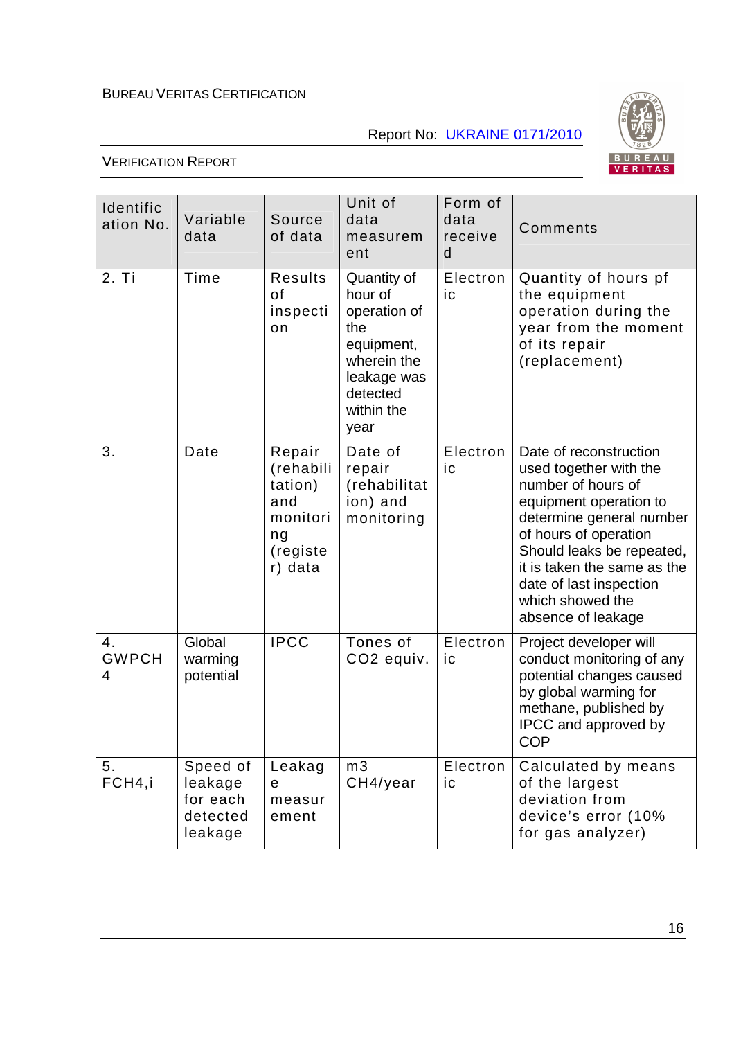| Identification No. | Variable data | Source of data | Unit of data measurement | Form of data received | Comments |
|---|---|---|---|---|---|
| 2. Ti | Time | Results of inspection | Quantity of hour of operation of the equipment, wherein the leakage was detected within the year | Electronic | Quantity of hours pf the equipment operation during the year from the moment of its repair (replacement) |
| 3. | Date | Repair (rehabilitation) and monitoring (register) data | Date of repair (rehabilitation) and monitoring | Electronic | Date of reconstruction used together with the number of hours of equipment operation to determine general number of hours of operation Should leaks be repeated, it is taken the same as the date of last inspection which showed the absence of leakage |
| 4. $GWP_{CH4}$ | Global warming potential | IPCC | Tones of $CO_2$ equiv. | Electronic | Project developer will conduct monitoring of any potential changes caused by global warming for methane, published by IPCC and approved by COP |
| 5. $F_{CH4,i}$ | Speed of leakage for each detected leakage | Leakage measurement | m3 $CH_4$/year | Electronic | Calculated by means of the largest deviation from device's error (10% for gas analyzer) |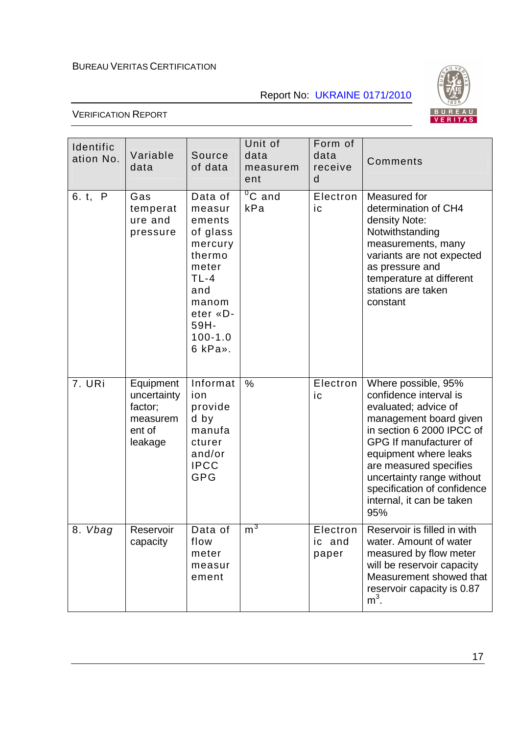| Identification No. | Variable data | Source of data | Unit of data measurement | Form of data received | Comments |
|---|---|---|---|---|---|
| 6. t, P | Gas temperature and pressure | Data of measurements of glass mercury thermometer TL-4 and manometer «D-59H-100-1.06 kPa». | $^0$C and kPa | Electronic | Measured for determination of $CH_4$ density Note: Notwithstanding measurements, many variants are not expected as pressure and temperature at different stations are taken constant |
| 7. URi | Equipment uncertainty factor; measurement of leakage | Information provided by manufacturer and/or IPCC GPG | % | Electronic | Where possible, 95% confidence interval is evaluated; advice of management board given in section 6 2000 IPCC of GPG If manufacturer of equipment where leaks are measured specifies uncertainty range without specification of confidence internal, it can be taken 95% |
| 8. *Vbag* | Reservoir capacity | Data of flow meter measurement | $m^3$ | Electronic and paper | Reservoir is filled in with water. Amount of water measured by flow meter will be reservoir capacity Measurement showed that reservoir capacity is 0.87 $m^3$. |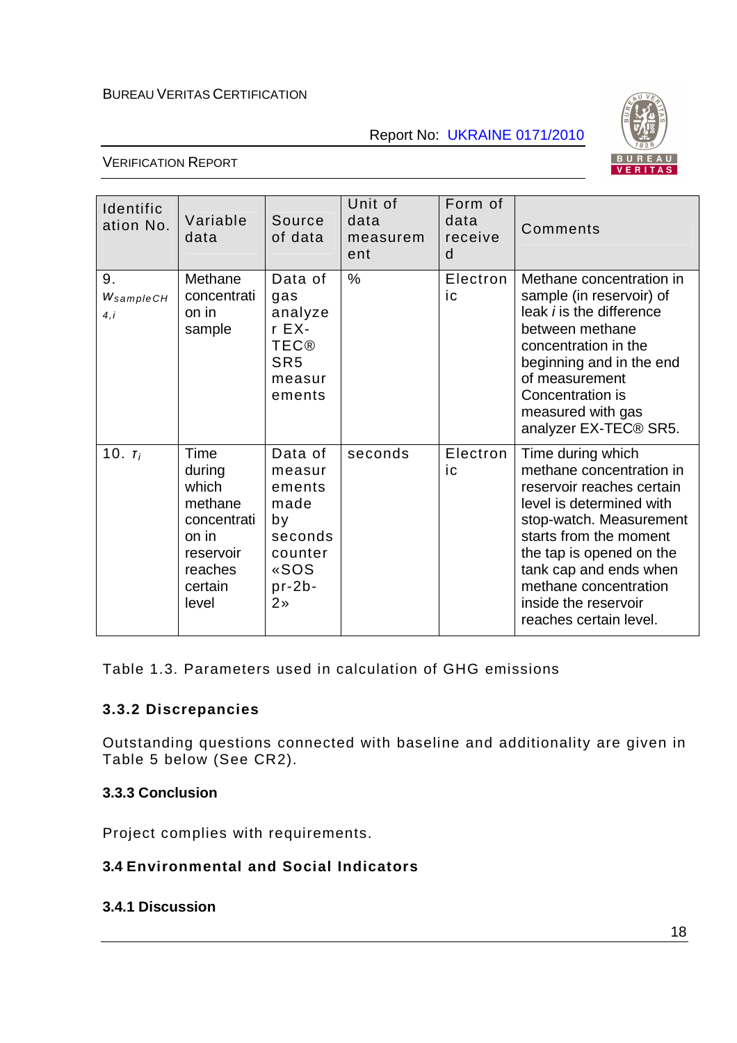| Identification No. | Variable data | Source of data | Unit of data measurement | Form of data received | Comments |
|---|---|---|---|---|---|
| 9. $w_{sampleCH4,i}$ | Methane concentration in sample | Data of gas analyzer EX-TEC® SR5 measurements | % | Electronic | Methane concentration in sample (in reservoir) of leak *i* is the difference between methane concentration in the beginning and in the end of measurement Concentration is measured with gas analyzer EX-TEC® SR5. |
| 10. $\tau_i$ | Time during which methane concentration in reservoir reaches certain level | Data of measurements made by seconds counter «SOSpr-2b-2» | seconds | Electronic | Time during which methane concentration in reservoir reaches certain level is determined with stop-watch. Measurement starts from the moment the tap is opened on the tank cap and ends when methane concentration inside the reservoir reaches certain level. |

Table 1.3. Parameters used in calculation of GHG emissions

### 3.3.2 Discrepancies

Outstanding questions connected with baseline and additionality are given in Table 5 below (See CR2).

### 3.3.3 Conclusion

Project complies with requirements.

## 3.4 Environmental and Social Indicators

### 3.4.1 Discussion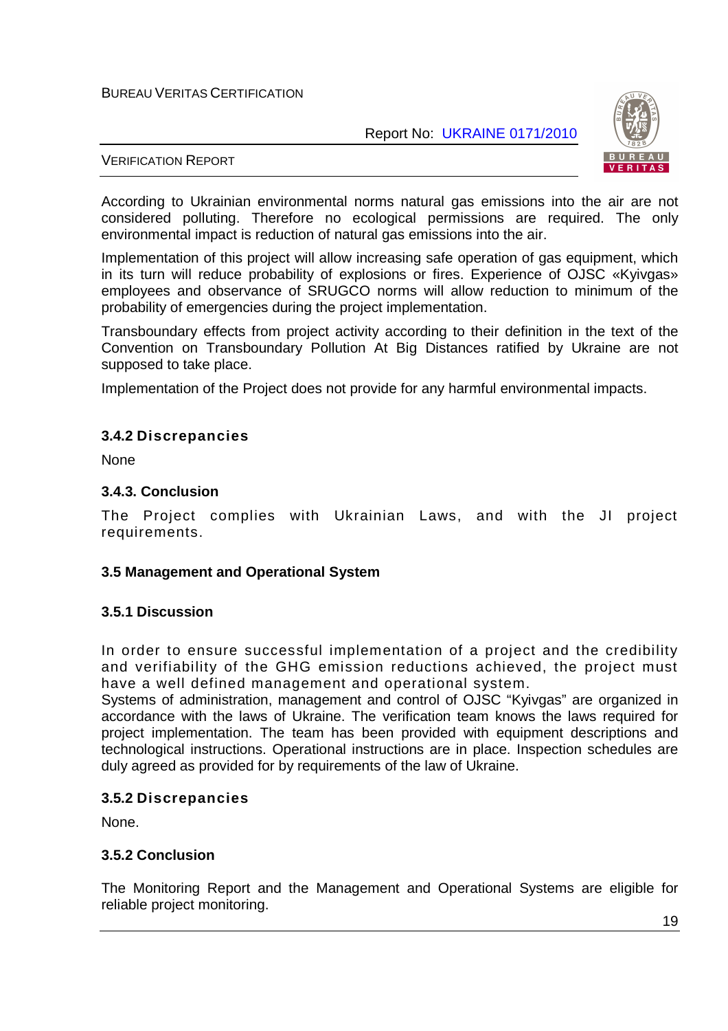According to Ukrainian environmental norms natural gas emissions into the air are not considered polluting. Therefore no ecological permissions are required. The only environmental impact is reduction of natural gas emissions into the air.

Implementation of this project will allow increasing safe operation of gas equipment, which in its turn will reduce probability of explosions or fires. Experience of OJSC «Kyivgas» employees and observance of SRUGCO norms will allow reduction to minimum of the probability of emergencies during the project implementation.

Transboundary effects from project activity according to their definition in the text of the Convention on Transboundary Pollution At Big Distances ratified by Ukraine are not supposed to take place.

Implementation of the Project does not provide for any harmful environmental impacts.

### 3.4.2 Discrepancies

None

### 3.4.3. Conclusion

The Project complies with Ukrainian Laws, and with the JI project requirements.

## 3.5 Management and Operational System

### 3.5.1 Discussion

In order to ensure successful implementation of a project and the credibility and verifiability of the GHG emission reductions achieved, the project must have a well defined management and operational system.

Systems of administration, management and control of OJSC "Kyivgas" are organized in accordance with the laws of Ukraine. The verification team knows the laws required for project implementation. The team has been provided with equipment descriptions and technological instructions. Operational instructions are in place. Inspection schedules are duly agreed as provided for by requirements of the law of Ukraine.

### 3.5.2 Discrepancies

None.

### 3.5.2 Conclusion

The Monitoring Report and the Management and Operational Systems are eligible for reliable project monitoring.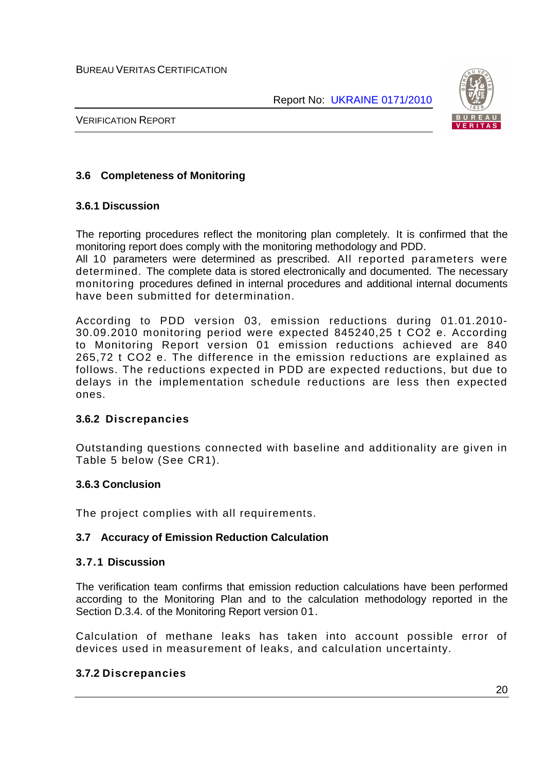### 3.6 Completeness of Monitoring

#### 3.6.1 Discussion

The reporting procedures reflect the monitoring plan completely. It is confirmed that the monitoring report does comply with the monitoring methodology and PDD.
All 10 parameters were determined as prescribed. All reported parameters were determined. The complete data is stored electronically and documented. The necessary monitoring procedures defined in internal procedures and additional internal documents have been submitted for determination.

According to PDD version 03, emission reductions during 01.01.2010-30.09.2010 monitoring period were expected 845240,25 t CO2 e. According to Monitoring Report version 01 emission reductions achieved are 840 265,72 t CO2 e. The difference in the emission reductions are explained as follows. The reductions expected in PDD are expected reductions, but due to delays in the implementation schedule reductions are less then expected ones.

#### 3.6.2 Discrepancies

Outstanding questions connected with baseline and additionality are given in Table 5 below (See CR1).

#### 3.6.3 Conclusion

The project complies with all requirements.

### 3.7 Accuracy of Emission Reduction Calculation

#### 3.7.1 Discussion

The verification team confirms that emission reduction calculations have been performed according to the Monitoring Plan and to the calculation methodology reported in the Section D.3.4. of the Monitoring Report version 01.

Calculation of methane leaks has taken into account possible error of devices used in measurement of leaks, and calculation uncertainty.

#### 3.7.2 Discrepancies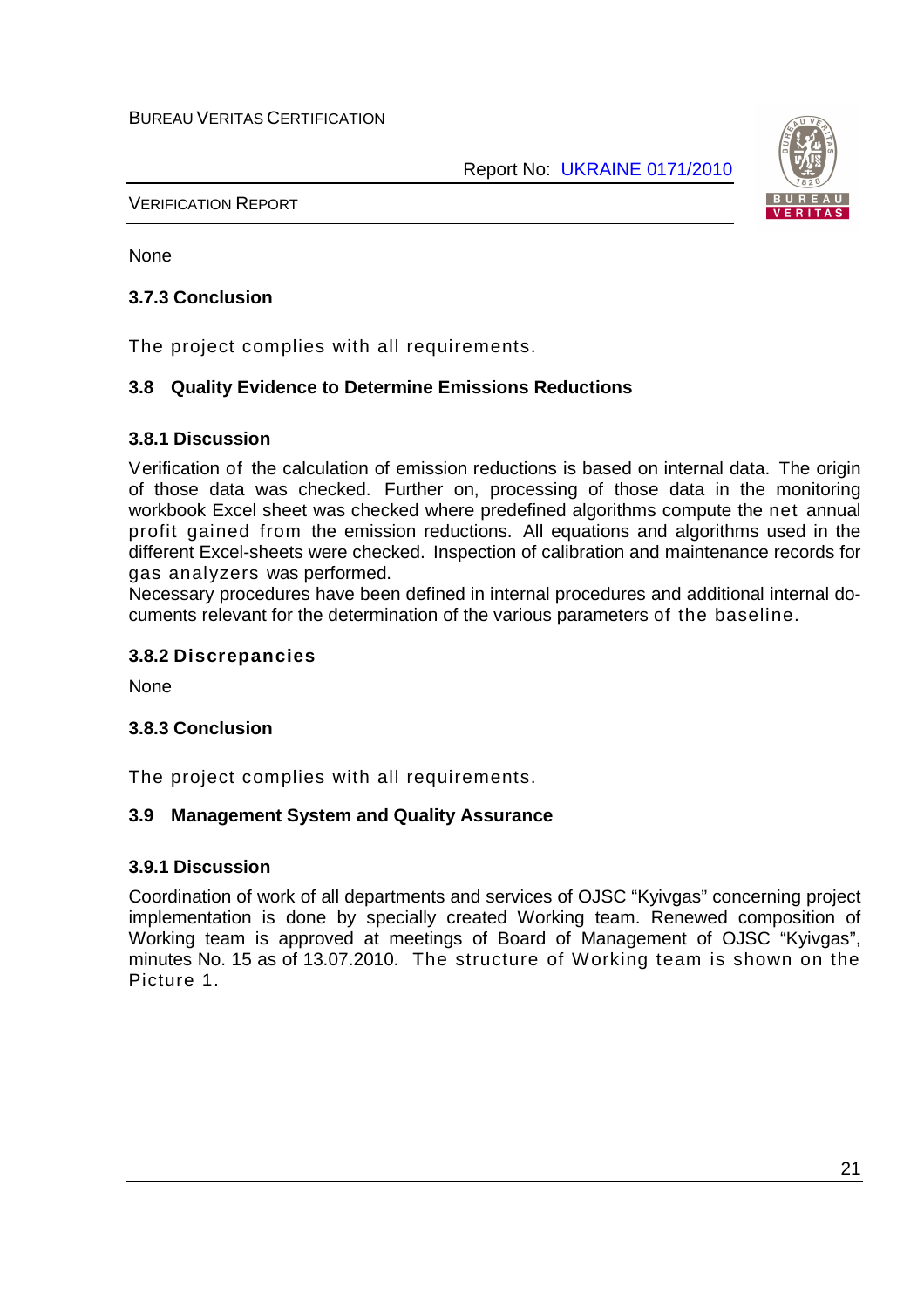None

### 3.7.3 Conclusion

The project complies with all requirements.

## 3.8 Quality Evidence to Determine Emissions Reductions

### 3.8.1 Discussion

Verification of the calculation of emission reductions is based on internal data. The origin of those data was checked. Further on, processing of those data in the monitoring workbook Excel sheet was checked where predefined algorithms compute the net annual profit gained from the emission reductions. All equations and algorithms used in the different Excel-sheets were checked. Inspection of calibration and maintenance records for gas analyzers was performed.

Necessary procedures have been defined in internal procedures and additional internal documents relevant for the determination of the various parameters of the baseline.

### 3.8.2 Discrepancies

None

### 3.8.3 Conclusion

The project complies with all requirements.

## 3.9 Management System and Quality Assurance

### 3.9.1 Discussion

Coordination of work of all departments and services of OJSC “Kyivgas” concerning project implementation is done by specially created Working team. Renewed composition of Working team is approved at meetings of Board of Management of OJSC “Kyivgas”, minutes No. 15 as of 13.07.2010. The structure of Working team is shown on the Picture 1.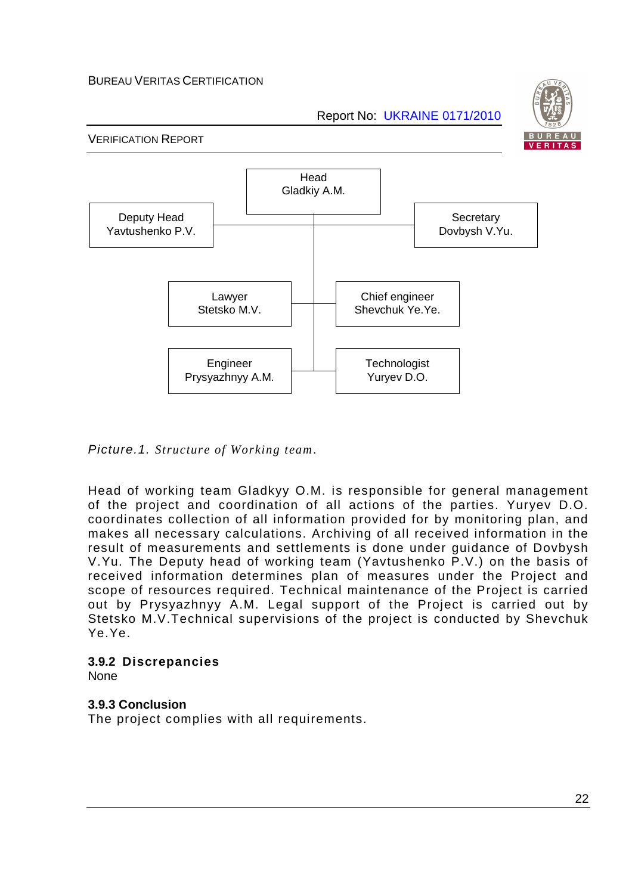Head
Gladkiy A.M.

Deputy Head
Yavtushenko P.V.

Secretary
Dovbysh V.Yu.

Lawyer
Stetsko M.V.

Chief engineer
Shevchuk Ye.Ye.

Engineer
Prysyazhnyy A.M.

Technologist
Yuryev D.O.

*Picture.1. Structure of Working team.*

Head of working team Gladkyy O.M. is responsible for general management of the project and coordination of all actions of the parties. Yuryev D.O. coordinates collection of all information provided for by monitoring plan, and makes all necessary calculations. Archiving of all received information in the result of measurements and settlements is done under guidance of Dovbysh V.Yu. The Deputy head of working team (Yavtushenko P.V.) on the basis of received information determines plan of measures under the Project and scope of resources required. Technical maintenance of the Project is carried out by Prysyazhnyy A.M. Legal support of the Project is carried out by Stetsko M.V.Technical supervisions of the project is conducted by Shevchuk Ye.Ye.

### 3.9.2 Discrepancies

None

### 3.9.3 Conclusion

The project complies with all requirements.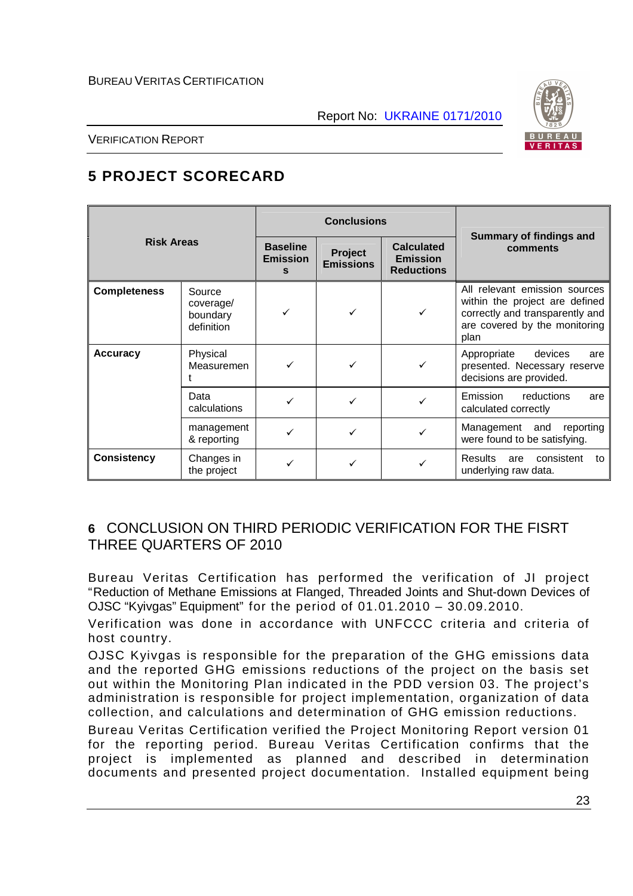## 5 PROJECT SCORECARD

| Risk Areas | | Conclusions | | | Summary of findings and comments |
|---|---|---|---|---|---|
| | | Baseline Emissions | Project Emissions | Calculated Emission Reductions | |
| **Completeness** | Source coverage/ boundary definition | ✓ | ✓ | ✓ | All relevant emission sources within the project are defined correctly and transparently and are covered by the monitoring plan |
| **Accuracy** | Physical Measurement | ✓ | ✓ | ✓ | Appropriate devices are presented. Necessary reserve decisions are provided. |
| | Data calculations | ✓ | ✓ | ✓ | Emission reductions are calculated correctly |
| | management & reporting | ✓ | ✓ | ✓ | Management and reporting were found to be satisfying. |
| **Consistency** | Changes in the project | ✓ | ✓ | ✓ | Results are consistent to underlying raw data. |

## 6 CONCLUSION ON THIRD PERIODIC VERIFICATION FOR THE FISRT THREE QUARTERS OF 2010

Bureau Veritas Certification has performed the verification of JI project "Reduction of Methane Emissions at Flanged, Threaded Joints and Shut-down Devices of OJSC "Kyivgas" Equipment" for the period of 01.01.2010 – 30.09.2010.

Verification was done in accordance with UNFCCC criteria and criteria of host country.

OJSC Kyivgas is responsible for the preparation of the GHG emissions data and the reported GHG emissions reductions of the project on the basis set out within the Monitoring Plan indicated in the PDD version 03. The project's administration is responsible for project implementation, organization of data collection, and calculations and determination of GHG emission reductions.

Bureau Veritas Certification verified the Project Monitoring Report version 01 for the reporting period. Bureau Veritas Certification confirms that the project is implemented as planned and described in determination documents and presented project documentation. Installed equipment being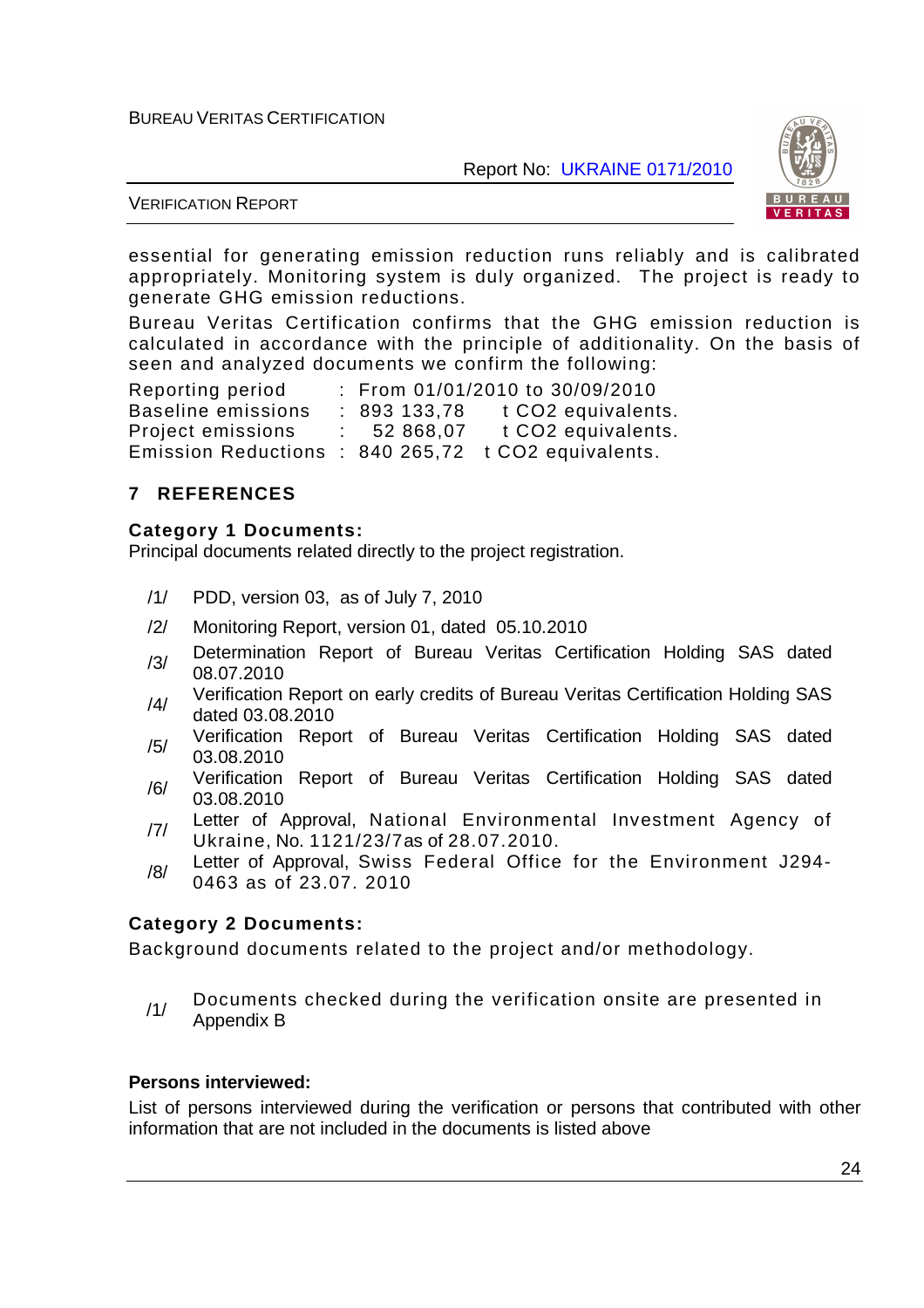essential for generating emission reduction runs reliably and is calibrated appropriately. Monitoring system is duly organized. The project is ready to generate GHG emission reductions.

Bureau Veritas Certification confirms that the GHG emission reduction is calculated in accordance with the principle of additionality. On the basis of seen and analyzed documents we confirm the following:

| | | | |
|---|---|---|---|
| Reporting period | : | From 01/01/2010 to 30/09/2010 | |
| Baseline emissions | : | 893 133,78 | t $CO_2$ equivalents. |
| Project emissions | : | 52 868,07 | t $CO_2$ equivalents. |
| Emission Reductions | : | 840 265,72 | t $CO_2$ equivalents. |

## 7 REFERENCES

**Category 1 Documents:**
Principal documents related directly to the project registration.

/1/ PDD, version 03, as of July 7, 2010

/2/ Monitoring Report, version 01, dated 05.10.2010

/3/ Determination Report of Bureau Veritas Certification Holding SAS dated 08.07.2010

/4/ Verification Report on early credits of Bureau Veritas Certification Holding SAS dated 03.08.2010

/5/ Verification Report of Bureau Veritas Certification Holding SAS dated 03.08.2010

/6/ Verification Report of Bureau Veritas Certification Holding SAS dated 03.08.2010

/7/ Letter of Approval, National Environmental Investment Agency of Ukraine, No. 1121/23/7as of 28.07.2010.

/8/ Letter of Approval, Swiss Federal Office for the Environment J294-0463 as of 23.07. 2010

**Category 2 Documents:**
Background documents related to the project and/or methodology.

/1/ Documents checked during the verification onsite are presented in Appendix B

**Persons interviewed:**

List of persons interviewed during the verification or persons that contributed with other information that are not included in the documents is listed above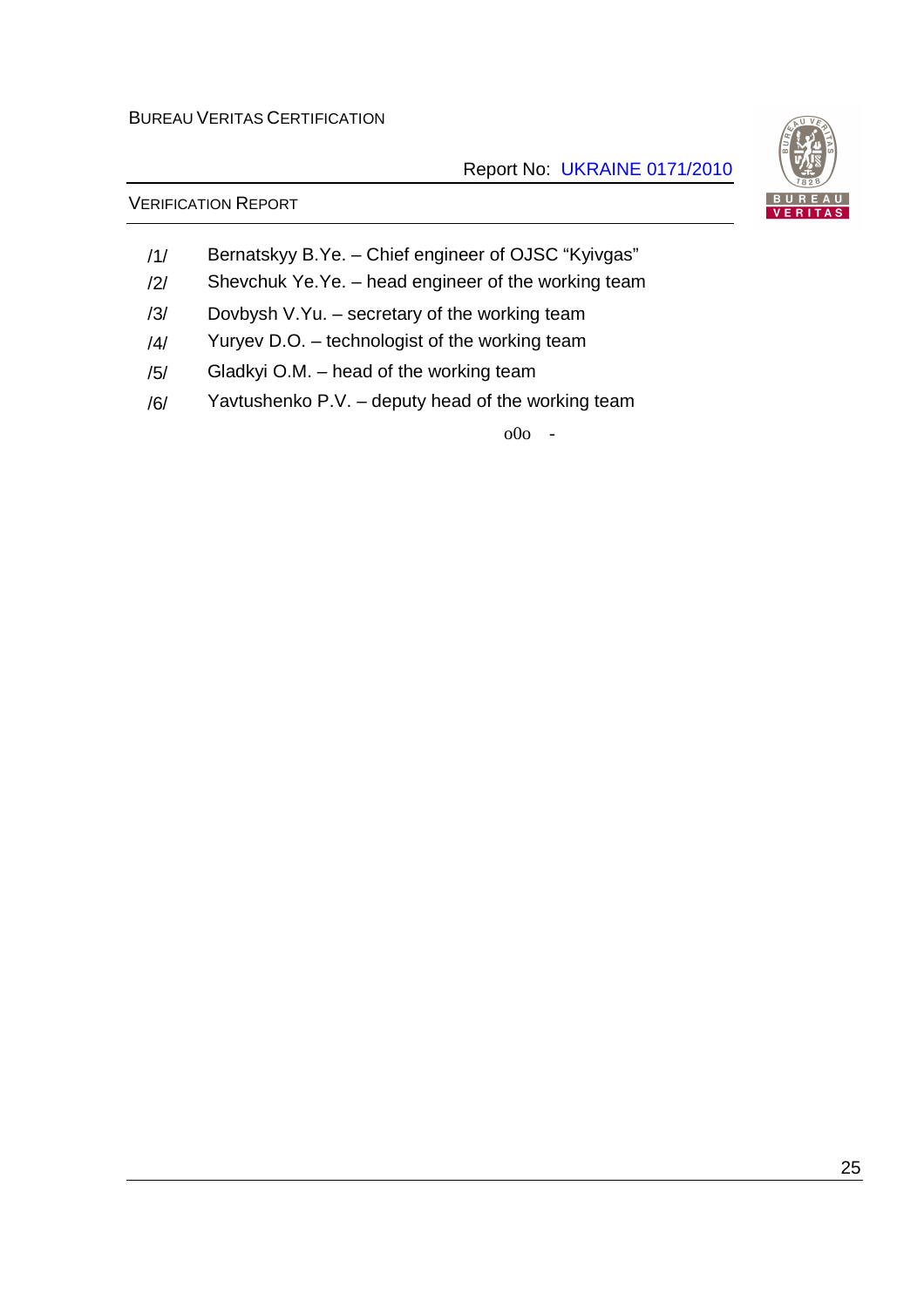/1/ Bernatskyy B.Ye. – Chief engineer of OJSC “Kyivgas”

/2/ Shevchuk Ye.Ye. – head engineer of the working team

/3/ Dovbysh V.Yu. – secretary of the working team

/4/ Yuryev D.O. – technologist of the working team

/5/ Gladkyi O.M. – head of the working team

/6/ Yavtushenko P.V. – deputy head of the working team

o0o -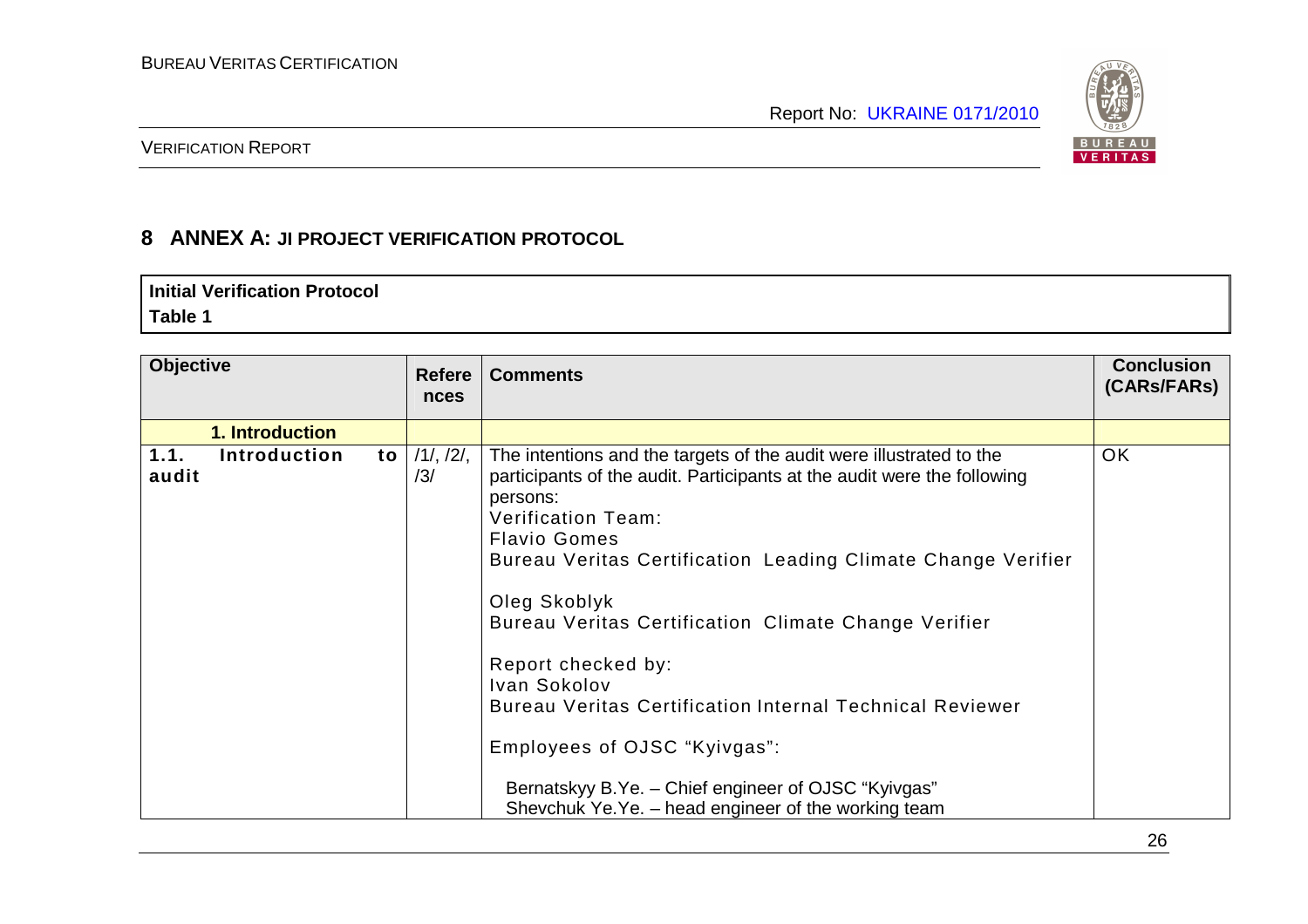# 8 ANNEX A: JI PROJECT VERIFICATION PROTOCOL

| **Initial Verification Protocol** |
|---|
| **Table 1** |

| Objective | References | Comments | Conclusion (CARs/FARs) |
|---|---|---|---|
| **1. Introduction** | | | |
| 1.1. Introduction to audit | /1/, /2/, /3/ | The intentions and the targets of the audit were illustrated to the participants of the audit. Participants at the audit were the following persons:<br>Verification Team:<br>Flavio Gomes<br>Bureau Veritas Certification Leading Climate Change Verifier<br><br>Oleg Skoblyk<br>Bureau Veritas Certification Climate Change Verifier<br><br>Report checked by:<br>Ivan Sokolov<br>Bureau Veritas Certification Internal Technical Reviewer<br><br>Employees of OJSC "Kyivgas":<br><br>Bernatskyy B.Ye. – Chief engineer of OJSC "Kyivgas"<br>Shevchuk Ye.Ye. – head engineer of the working team | OK |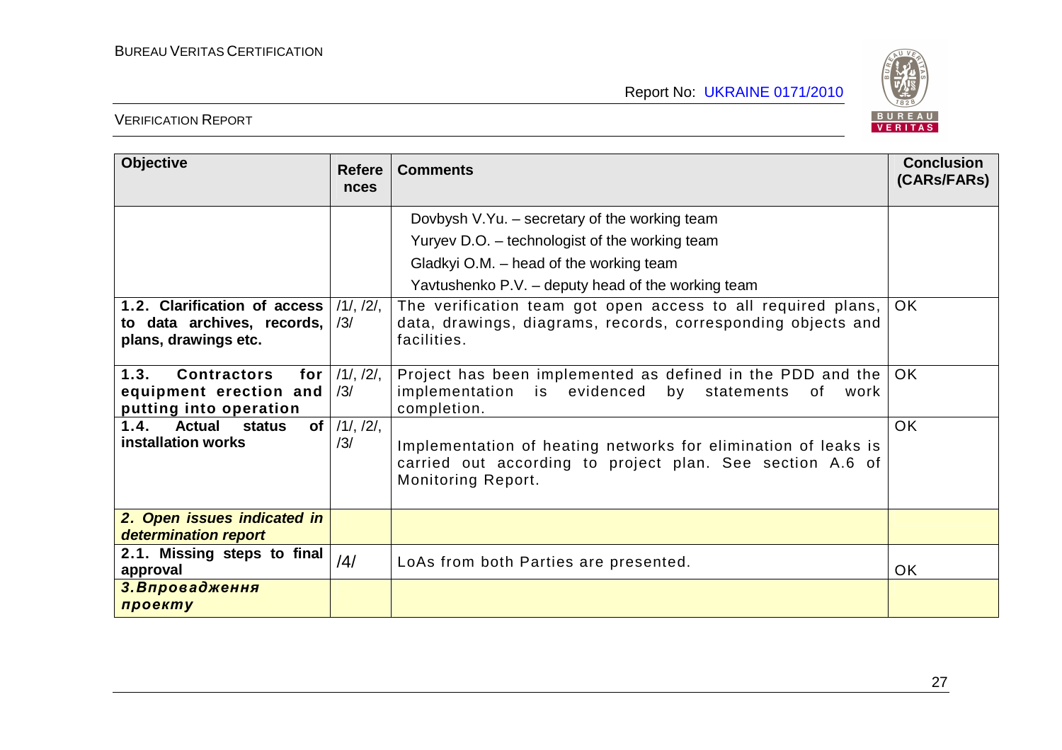| Objective | References | Comments | Conclusion (CARs/FARs) |
|---|---|---|---|
| | | Dovbysh V.Yu. – secretary of the working team<br>Yuryev D.O. – technologist of the working team<br>Gladkyi O.M. – head of the working team<br>Yavtushenko P.V. – deputy head of the working team | |
| **1.2. Clarification of access to data archives, records, plans, drawings etc.** | /1/, /2/, /3/ | The verification team got open access to all required plans, data, drawings, diagrams, records, corresponding objects and facilities. | OK |
| **1.3. Contractors for equipment erection and putting into operation** | /1/, /2/, /3/ | Project has been implemented as defined in the PDD and the implementation is evidenced by statements of work completion. | OK |
| **1.4. Actual status of installation works** | /1/, /2/, /3/ | Implementation of heating networks for elimination of leaks is carried out according to project plan. See section A.6 of Monitoring Report. | OK |
| ***2. Open issues indicated in determination report*** | | | |
| **2.1. Missing steps to final approval** | /4/ | LoAs from both Parties are presented. | OK |
| ***3. Впровадження проекту*** | | | |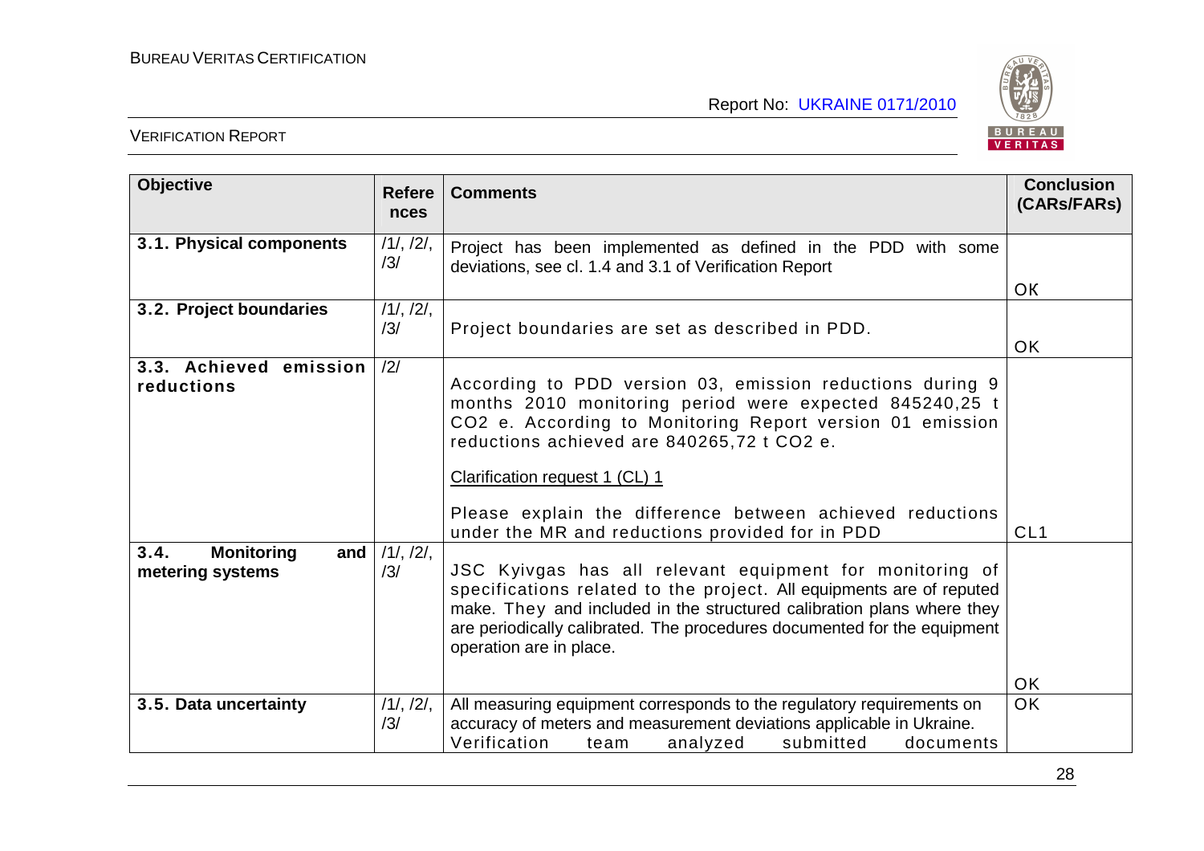| Objective | References | Comments | Conclusion (CARs/FARs) |
|---|---|---|---|
| **3.1. Physical components** | /1/, /2/, /3/ | Project has been implemented as defined in the PDD with some deviations, see cl. 1.4 and 3.1 of Verification Report | OK |
| **3.2. Project boundaries** | /1/, /2/, /3/ | Project boundaries are set as described in PDD. | OK |
| **3.3. Achieved emission reductions** | /2/ | According to PDD version 03, emission reductions during 9 months 2010 monitoring period were expected 845240,25 t CO2 e. According to Monitoring Report version 01 emission reductions achieved are 840265,72 t CO2 e.<br><br>Clarification request 1 (CL) 1<br><br>Please explain the difference between achieved reductions under the MR and reductions provided for in PDD | CL1 |
| **3.4. Monitoring and metering systems** | /1/, /2/, /3/ | JSC Kyivgas has all relevant equipment for monitoring of specifications related to the project. All equipments are of reputed make. They and included in the structured calibration plans where they are periodically calibrated. The procedures documented for the equipment operation are in place. | OK |
| **3.5. Data uncertainty** | /1/, /2/, /3/ | All measuring equipment corresponds to the regulatory requirements on accuracy of meters and measurement deviations applicable in Ukraine. Verification team analyzed submitted documents | OK |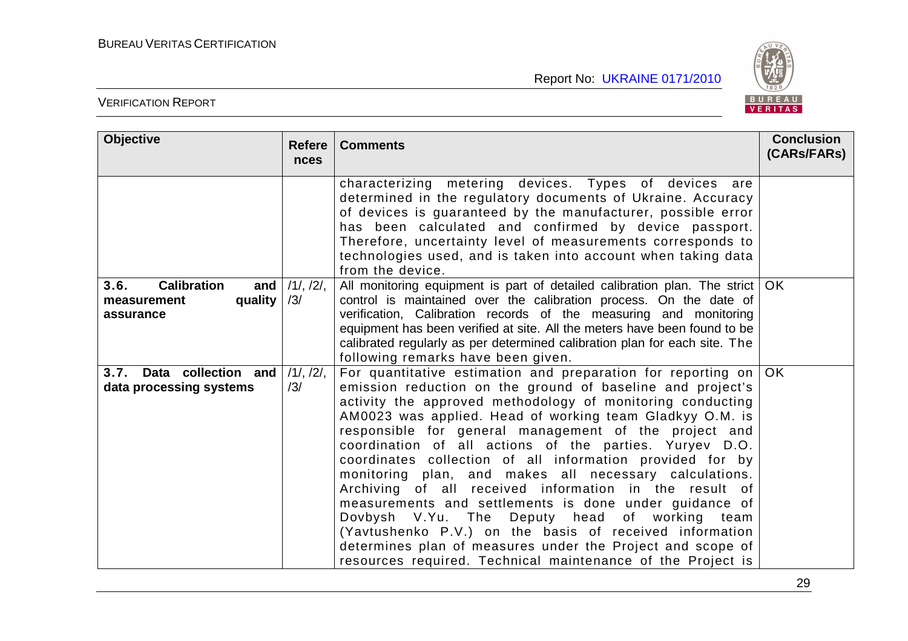| Objective | References | Comments | Conclusion (CARs/FARs) |
|---|---|---|---|
| | | characterizing metering devices. Types of devices are determined in the regulatory documents of Ukraine. Accuracy of devices is guaranteed by the manufacturer, possible error has been calculated and confirmed by device passport. Therefore, uncertainty level of measurements corresponds to technologies used, and is taken into account when taking data from the device. | |
| **3.6. Calibration and measurement quality assurance** | /1/, /2/, /3/ | All monitoring equipment is part of detailed calibration plan. The strict control is maintained over the calibration process. On the date of verification, Calibration records of the measuring and monitoring equipment has been verified at site. All the meters have been found to be calibrated regularly as per determined calibration plan for each site. The following remarks have been given. | OK |
| **3.7. Data collection and data processing systems** | /1/, /2/, /3/ | For quantitative estimation and preparation for reporting on emission reduction on the ground of baseline and project's activity the approved methodology of monitoring conducting AM0023 was applied. Head of working team Gladkyy O.M. is responsible for general management of the project and coordination of all actions of the parties. Yuryev D.O. coordinates collection of all information provided for by monitoring plan, and makes all necessary calculations. Archiving of all received information in the result of measurements and settlements is done under guidance of Dovbysh V.Yu. The Deputy head of working team (Yavtushenko P.V.) on the basis of received information determines plan of measures under the Project and scope of resources required. Technical maintenance of the Project is | OK |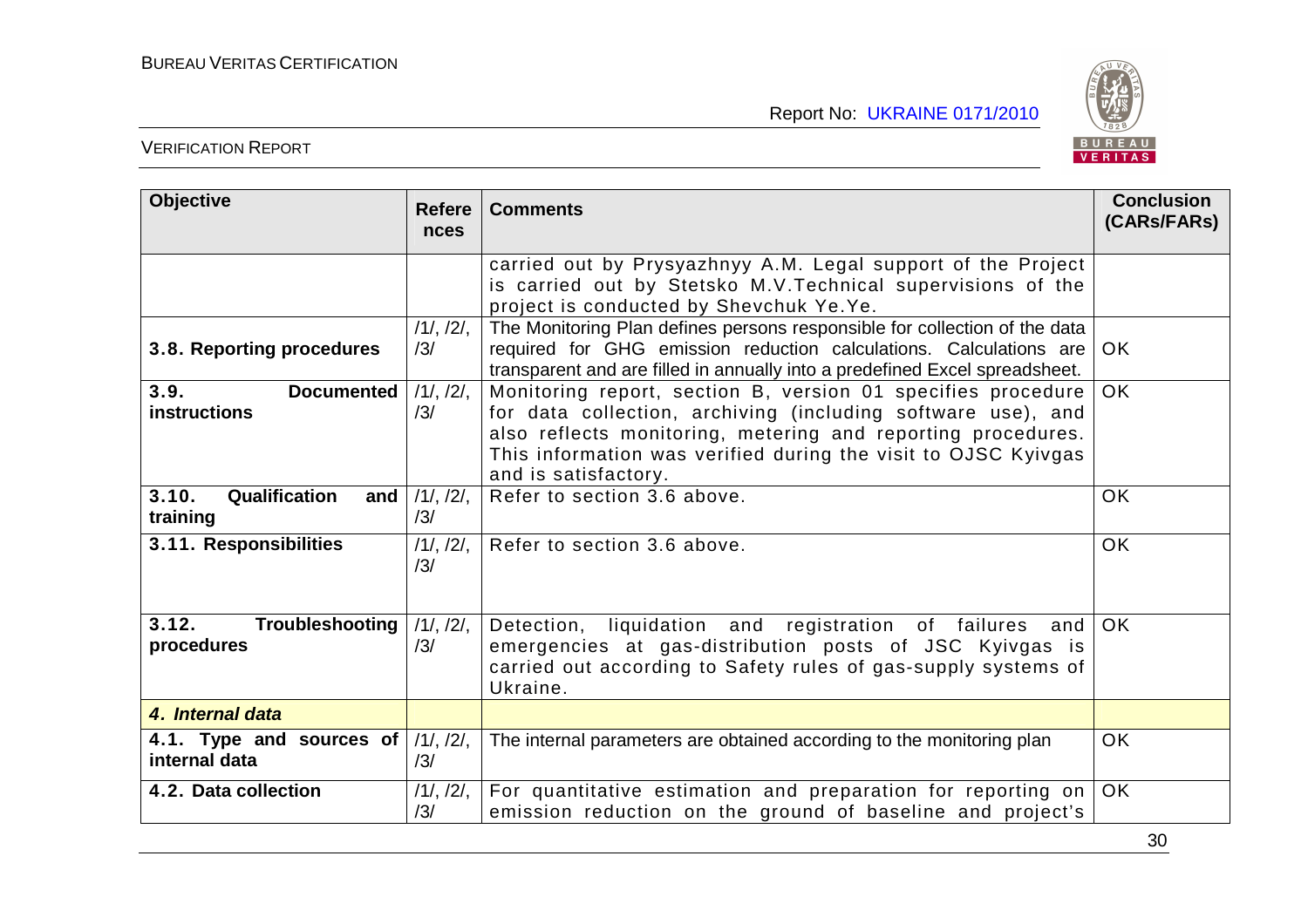| Objective | References | Comments | Conclusion (CARs/FARs) |
|---|---|---|---|
| | | carried out by Prysyazhnyy A.M. Legal support of the Project is carried out by Stetsko M.V.Technical supervisions of the project is conducted by Shevchuk Ye.Ye. | |
| **3.8. Reporting procedures** | /1/, /2/, /3/ | The Monitoring Plan defines persons responsible for collection of the data required for GHG emission reduction calculations. Calculations are transparent and are filled in annually into a predefined Excel spreadsheet. | OK |
| **3.9. Documented instructions** | /1/, /2/, /3/ | Monitoring report, section B, version 01 specifies procedure for data collection, archiving (including software use), and also reflects monitoring, metering and reporting procedures. This information was verified during the visit to OJSC Kyivgas and is satisfactory. | OK |
| **3.10. Qualification and training** | /1/, /2/, /3/ | Refer to section 3.6 above. | OK |
| **3.11. Responsibilities** | /1/, /2/, /3/ | Refer to section 3.6 above. | OK |
| **3.12. Troubleshooting procedures** | /1/, /2/, /3/ | Detection, liquidation and registration of failures and emergencies at gas-distribution posts of JSC Kyivgas is carried out according to Safety rules of gas-supply systems of Ukraine. | OK |
| ***4. Internal data*** | | | |
| **4.1. Type and sources of internal data** | /1/, /2/, /3/ | The internal parameters are obtained according to the monitoring plan | OK |
| **4.2. Data collection** | /1/, /2/, /3/ | For quantitative estimation and preparation for reporting on emission reduction on the ground of baseline and project's | OK |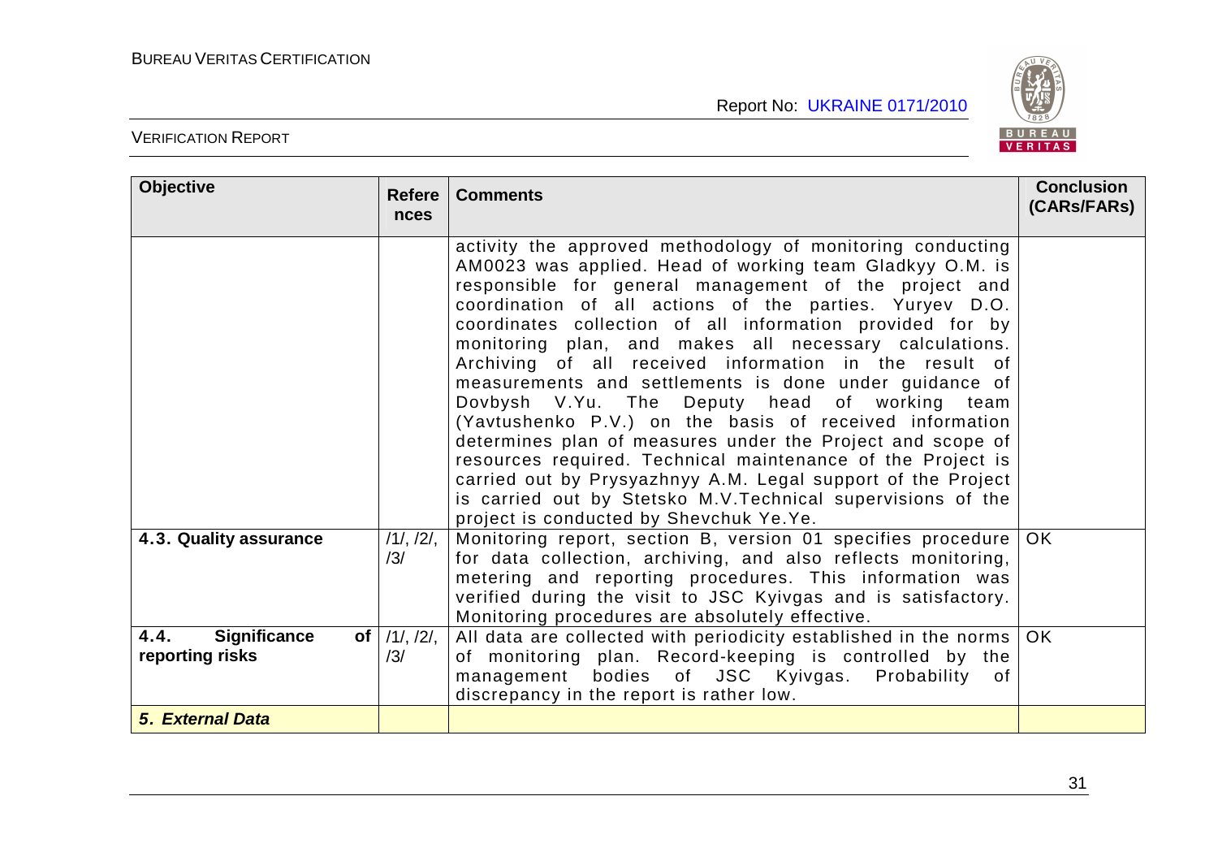| Objective | References | Comments | Conclusion (CARs/FARs) |
|---|---|---|---|
| | | activity the approved methodology of monitoring conducting AM0023 was applied. Head of working team Gladkyy O.M. is responsible for general management of the project and coordination of all actions of the parties. Yuryev D.O. coordinates collection of all information provided for by monitoring plan, and makes all necessary calculations. Archiving of all received information in the result of measurements and settlements is done under guidance of Dovbysh V.Yu. The Deputy head of working team (Yavtushenko P.V.) on the basis of received information determines plan of measures under the Project and scope of resources required. Technical maintenance of the Project is carried out by Prysyazhnyy A.M. Legal support of the Project is carried out by Stetsko M.V.Technical supervisions of the project is conducted by Shevchuk Ye.Ye. | |
| **4.3. Quality assurance** | /1/, /2/, /3/ | Monitoring report, section B, version 01 specifies procedure for data collection, archiving, and also reflects monitoring, metering and reporting procedures. This information was verified during the visit to JSC Kyivgas and is satisfactory. Monitoring procedures are absolutely effective. | OK |
| **4.4. Significance of reporting risks** | /1/, /2/, /3/ | All data are collected with periodicity established in the norms of monitoring plan. Record-keeping is controlled by the management bodies of JSC Kyivgas. Probability of discrepancy in the report is rather low. | OK |
| ***5. External Data*** | | | |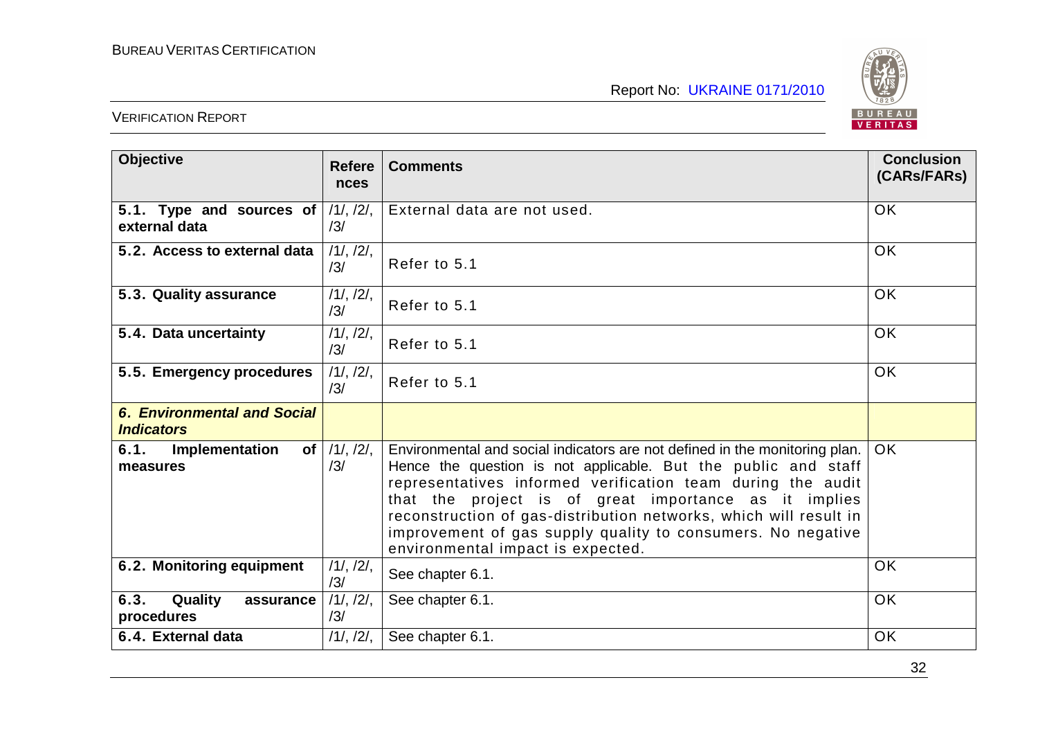| Objective | References | Comments | Conclusion (CARs/FARs) |
|---|---|---|---|
| **5.1. Type and sources of external data** | /1/, /2/, /3/ | External data are not used. | OK |
| **5.2. Access to external data** | /1/, /2/, /3/ | Refer to 5.1 | OK |
| **5.3. Quality assurance** | /1/, /2/, /3/ | Refer to 5.1 | OK |
| **5.4. Data uncertainty** | /1/, /2/, /3/ | Refer to 5.1 | OK |
| **5.5. Emergency procedures** | /1/, /2/, /3/ | Refer to 5.1 | OK |
| ***6. Environmental and Social Indicators*** | | | |
| **6.1. Implementation of measures** | /1/, /2/, /3/ | Environmental and social indicators are not defined in the monitoring plan. Hence the question is not applicable. But the public and staff representatives informed verification team during the audit that the project is of great importance as it implies reconstruction of gas-distribution networks, which will result in improvement of gas supply quality to consumers. No negative environmental impact is expected. | OK |
| **6.2. Monitoring equipment** | /1/, /2/, /3/ | See chapter 6.1. | OK |
| **6.3. Quality assurance procedures** | /1/, /2/, /3/ | See chapter 6.1. | OK |
| **6.4. External data** | /1/, /2/, | See chapter 6.1. | OK |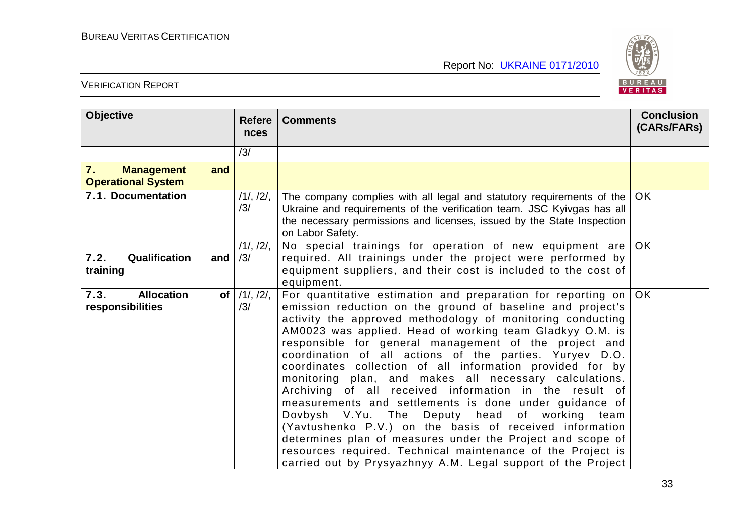| Objective | References | Comments | Conclusion (CARs/FARs) |
|---|---|---|---|
| | /3/ | | |
| **7. Management and Operational System** | | | |
| **7.1. Documentation** | /1/, /2/, /3/ | The company complies with all legal and statutory requirements of the Ukraine and requirements of the verification team. JSC Kyivgas has all the necessary permissions and licenses, issued by the State Inspection on Labor Safety. | OK |
| **7.2. Qualification and training** | /1/, /2/, /3/ | No special trainings for operation of new equipment are required. All trainings under the project were performed by equipment suppliers, and their cost is included to the cost of equipment. | OK |
| **7.3. Allocation of responsibilities** | /1/, /2/, /3/ | For quantitative estimation and preparation for reporting on emission reduction on the ground of baseline and project's activity the approved methodology of monitoring conducting AM0023 was applied. Head of working team Gladkyy O.M. is responsible for general management of the project and coordination of all actions of the parties. Yuryev D.O. coordinates collection of all information provided for by monitoring plan, and makes all necessary calculations. Archiving of all received information in the result of measurements and settlements is done under guidance of Dovbysh V.Yu. The Deputy head of working team (Yavtushenko P.V.) on the basis of received information determines plan of measures under the Project and scope of resources required. Technical maintenance of the Project is carried out by Prysyazhnyy A.M. Legal support of the Project | OK |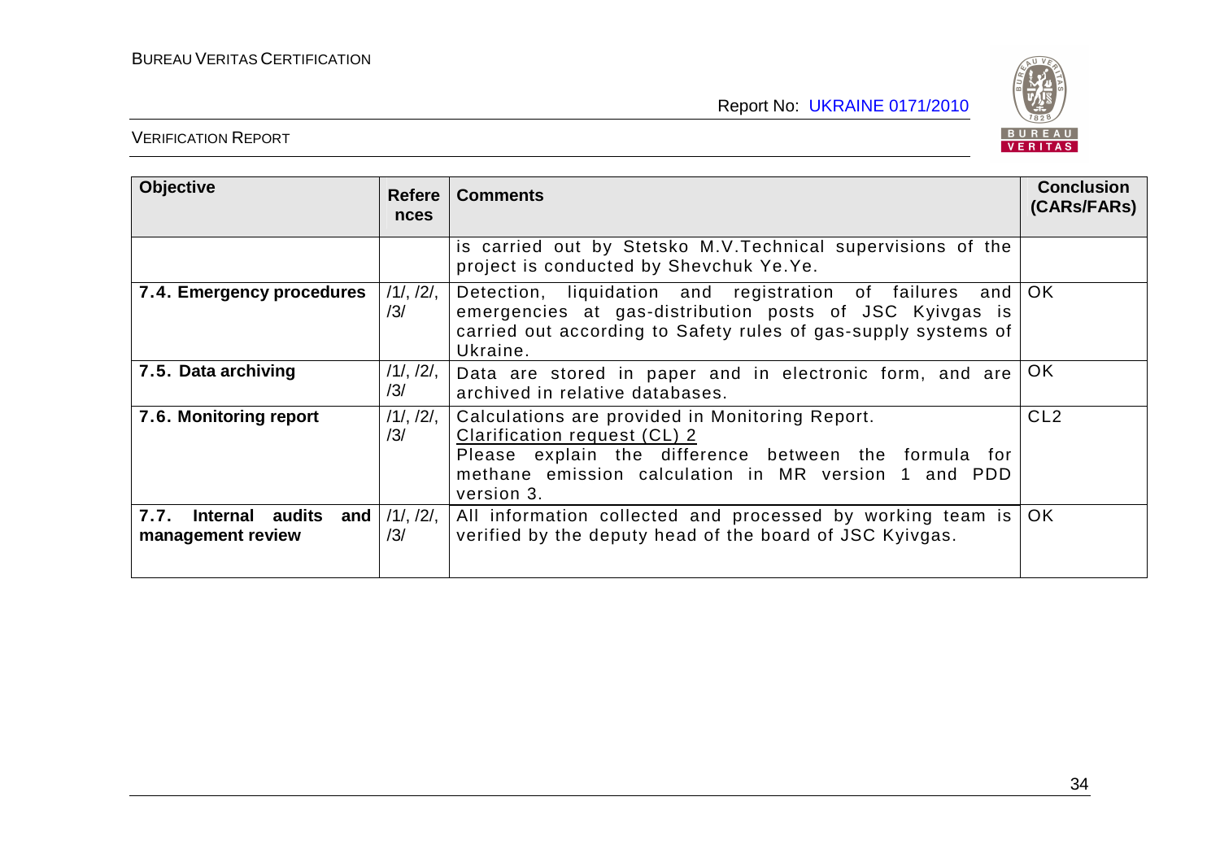| Objective | References | Comments | Conclusion (CARs/FARs) |
|---|---|---|---|
| | | is carried out by Stetsko M.V.Technical supervisions of the project is conducted by Shevchuk Ye.Ye. | |
| **7.4. Emergency procedures** | /1/, /2/, /3/ | Detection, liquidation and registration of failures and emergencies at gas-distribution posts of JSC Kyivgas is carried out according to Safety rules of gas-supply systems of Ukraine. | OK |
| **7.5. Data archiving** | /1/, /2/, /3/ | Data are stored in paper and in electronic form, and are archived in relative databases. | OK |
| **7.6. Monitoring report** | /1/, /2/, /3/ | Calculations are provided in Monitoring Report.<br>Clarification request (CL) 2<br>Please explain the difference between the formula for methane emission calculation in MR version 1 and PDD version 3. | CL2 |
| **7.7. Internal audits and management review** | /1/, /2/, /3/ | All information collected and processed by working team is verified by the deputy head of the board of JSC Kyivgas. | OK |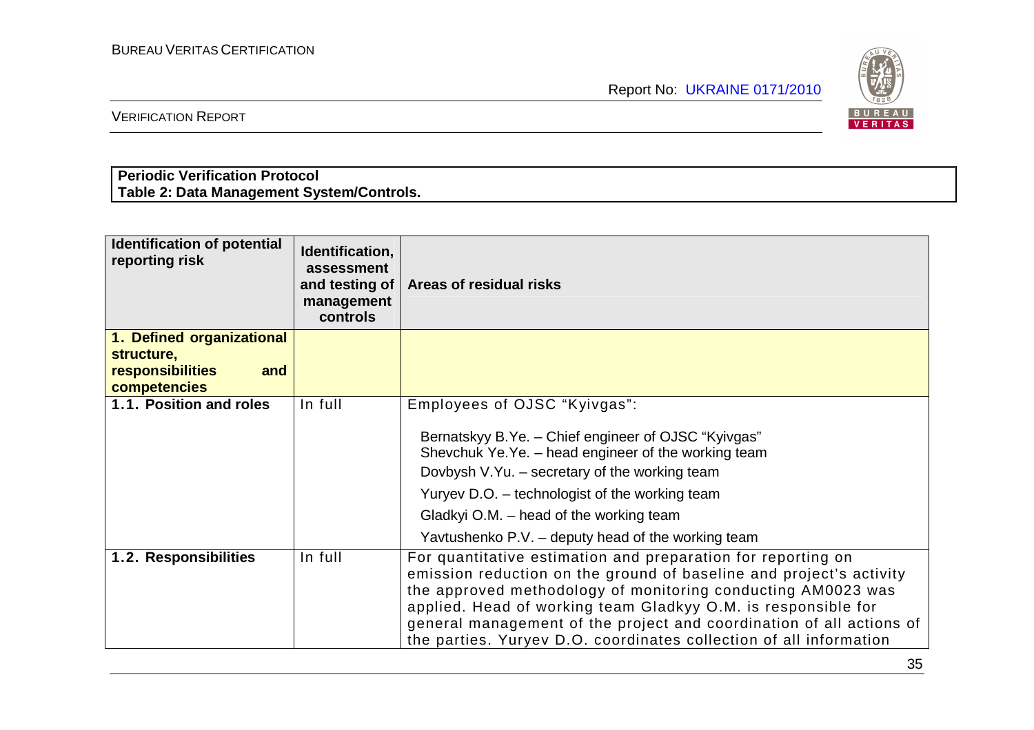**Periodic Verification Protocol**
**Table 2: Data Management System/Controls.**

| Identification of potential reporting risk | Identification, assessment and testing of management controls | Areas of residual risks |
|---|---|---|
| **1. Defined organizational structure, responsibilities and competencies** | | |
| **1.1. Position and roles** | In full | Employees of OJSC "Kyivgas":<br><br>Bernatskyy B.Ye. – Chief engineer of OJSC "Kyivgas"<br>Shevchuk Ye.Ye. – head engineer of the working team<br>Dovbysh V.Yu. – secretary of the working team<br>Yuryev D.O. – technologist of the working team<br>Gladkyi O.M. – head of the working team<br>Yavtushenko P.V. – deputy head of the working team |
| **1.2. Responsibilities** | In full | For quantitative estimation and preparation for reporting on emission reduction on the ground of baseline and project's activity the approved methodology of monitoring conducting AM0023 was applied. Head of working team Gladkyy O.M. is responsible for general management of the project and coordination of all actions of the parties. Yuryev D.O. coordinates collection of all information |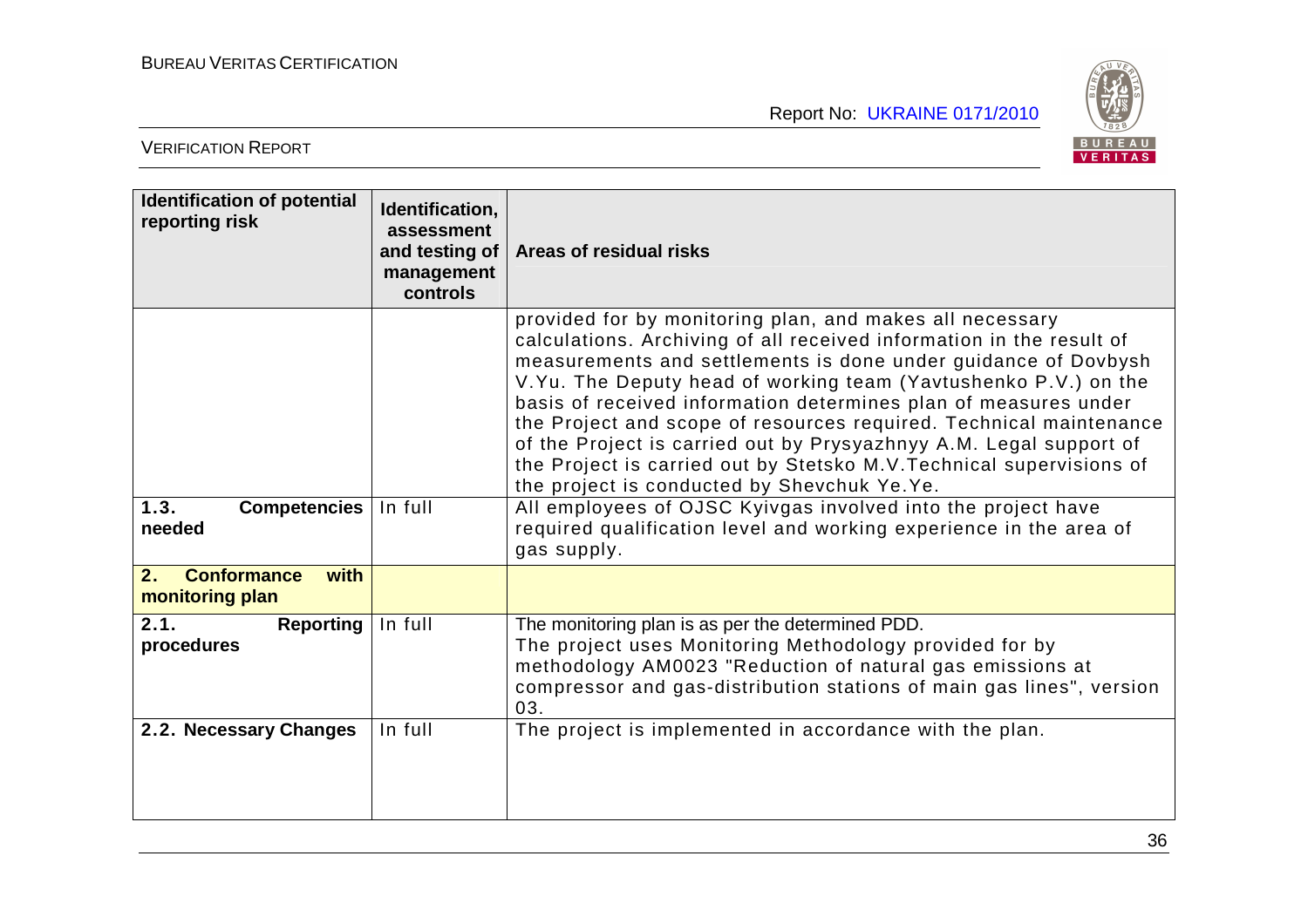| Identification of potential reporting risk | Identification, assessment and testing of management controls | Areas of residual risks |
|---|---|---|
| | | provided for by monitoring plan, and makes all necessary calculations. Archiving of all received information in the result of measurements and settlements is done under guidance of Dovbysh V.Yu. The Deputy head of working team (Yavtushenko P.V.) on the basis of received information determines plan of measures under the Project and scope of resources required. Technical maintenance of the Project is carried out by Prysyazhnyy A.M. Legal support of the Project is carried out by Stetsko M.V.Technical supervisions of the project is conducted by Shevchuk Ye.Ye. |
| **1.3. Competencies needed** | In full | All employees of OJSC Kyivgas involved into the project have required qualification level and working experience in the area of gas supply. |
| **2. Conformance with monitoring plan** | | |
| **2.1. Reporting procedures** | In full | The monitoring plan is as per the determined PDD. The project uses Monitoring Methodology provided for by methodology AM0023 "Reduction of natural gas emissions at compressor and gas-distribution stations of main gas lines", version 03. |
| **2.2. Necessary Changes** | In full | The project is implemented in accordance with the plan. |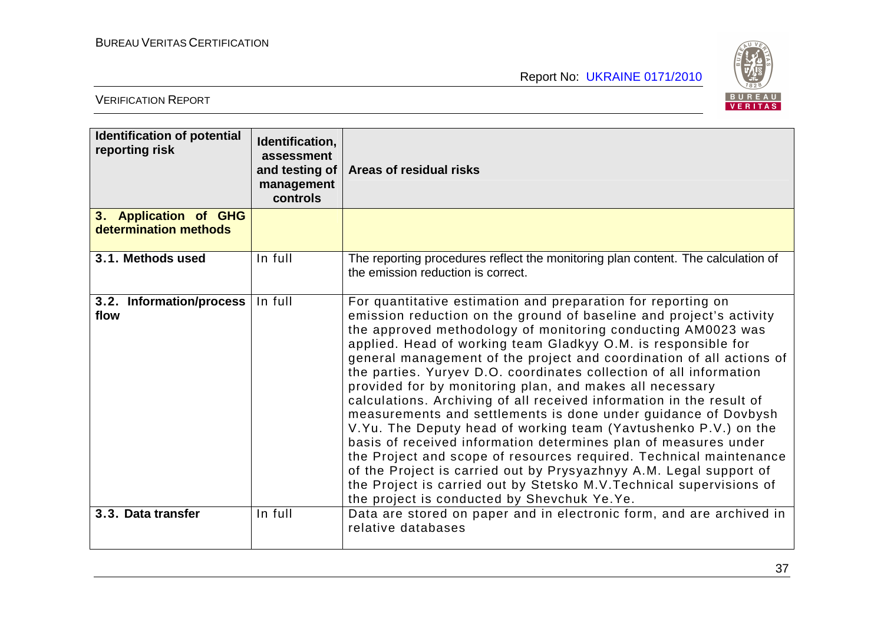| Identification of potential reporting risk | Identification, assessment and testing of management controls | Areas of residual risks |
|---|---|---|
| **3. Application of GHG determination methods** | | |
| **3.1. Methods used** | In full | The reporting procedures reflect the monitoring plan content. The calculation of the emission reduction is correct. |
| **3.2. Information/process flow** | In full | For quantitative estimation and preparation for reporting on emission reduction on the ground of baseline and project's activity the approved methodology of monitoring conducting AM0023 was applied. Head of working team Gladkyy O.M. is responsible for general management of the project and coordination of all actions of the parties. Yuryev D.O. coordinates collection of all information provided for by monitoring plan, and makes all necessary calculations. Archiving of all received information in the result of measurements and settlements is done under guidance of Dovbysh V.Yu. The Deputy head of working team (Yavtushenko P.V.) on the basis of received information determines plan of measures under the Project and scope of resources required. Technical maintenance of the Project is carried out by Prysyazhnyy A.M. Legal support of the Project is carried out by Stetsko M.V.Technical supervisions of the project is conducted by Shevchuk Ye.Ye. |
| **3.3. Data transfer** | In full | Data are stored on paper and in electronic form, and are archived in relative databases |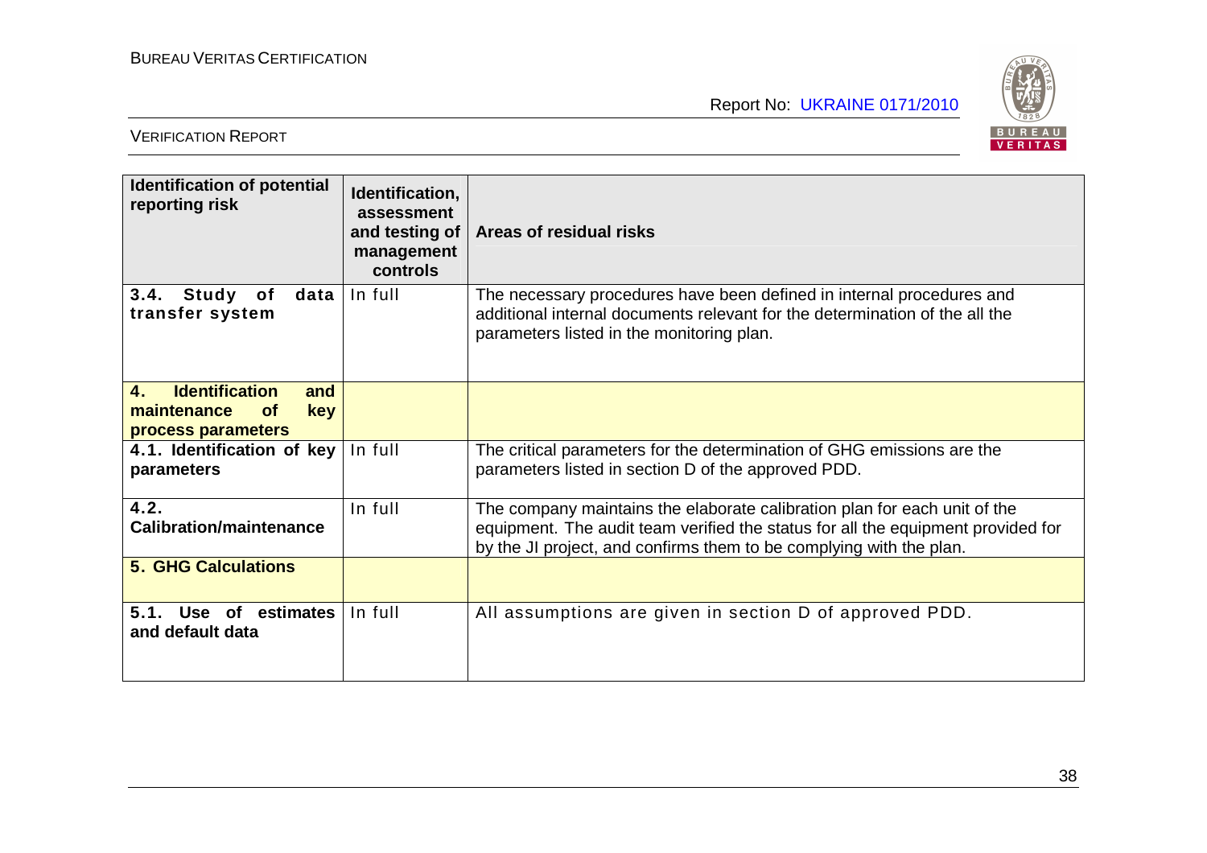| Identification of potential reporting risk | Identification, assessment and testing of management controls | Areas of residual risks |
|---|---|---|
| **3.4. Study of data transfer system** | In full | The necessary procedures have been defined in internal procedures and additional internal documents relevant for the determination of the all the parameters listed in the monitoring plan. |
| **4. Identification and maintenance of key process parameters** | | |
| **4.1. Identification of key parameters** | In full | The critical parameters for the determination of GHG emissions are the parameters listed in section D of the approved PDD. |
| **4.2. Calibration/maintenance** | In full | The company maintains the elaborate calibration plan for each unit of the equipment. The audit team verified the status for all the equipment provided for by the JI project, and confirms them to be complying with the plan. |
| **5. GHG Calculations** | | |
| **5.1. Use of estimates and default data** | In full | All assumptions are given in section D of approved PDD. |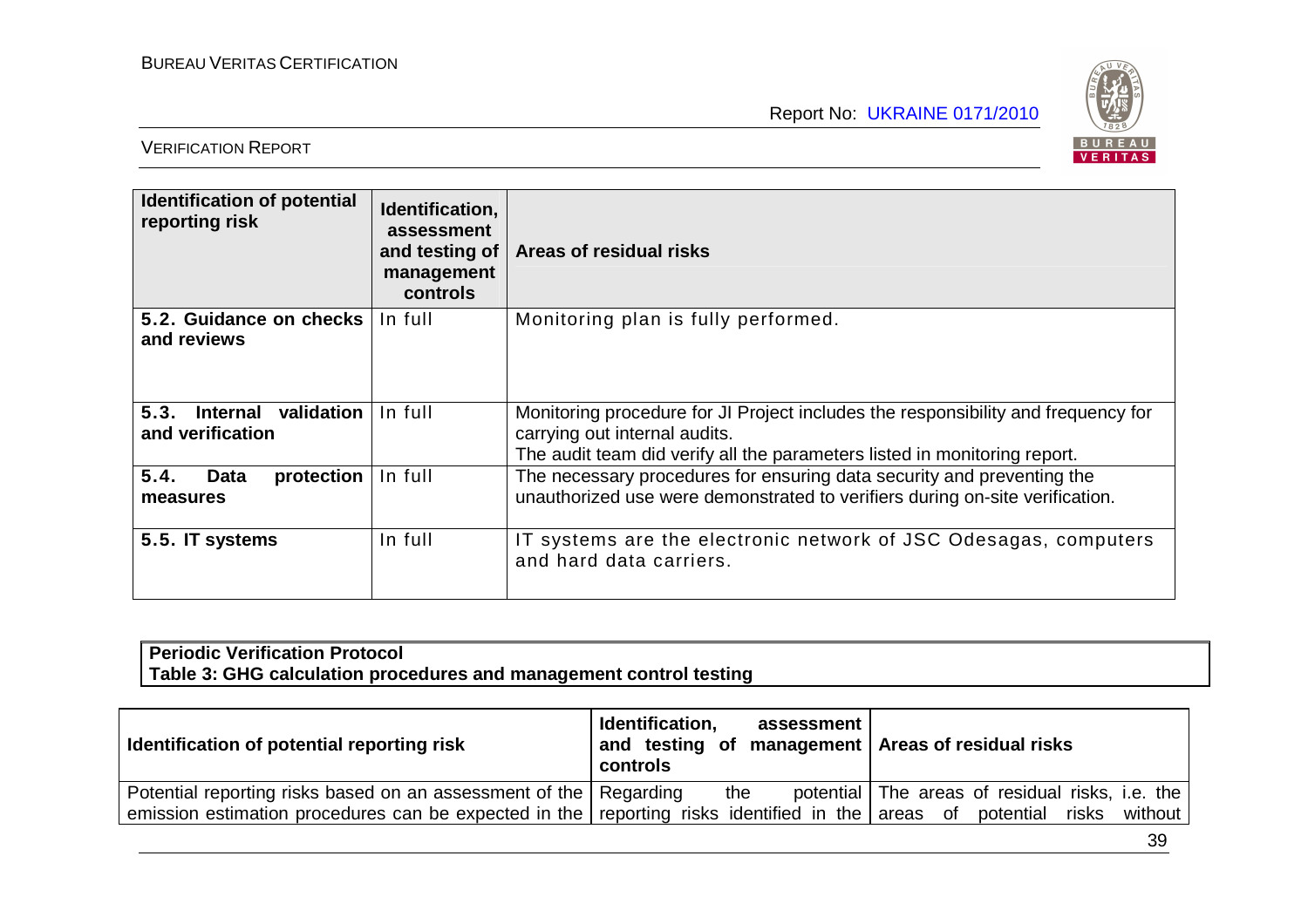| Identification of potential reporting risk | Identification, assessment and testing of management controls | Areas of residual risks |
|---|---|---|
| **5.2. Guidance on checks and reviews** | In full | Monitoring plan is fully performed. |
| **5.3. Internal validation and verification** | In full | Monitoring procedure for JI Project includes the responsibility and frequency for carrying out internal audits.<br>The audit team did verify all the parameters listed in monitoring report. |
| **5.4. Data protection measures** | In full | The necessary procedures for ensuring data security and preventing the unauthorized use were demonstrated to verifiers during on-site verification. |
| **5.5. IT systems** | In full | IT systems are the electronic network of JSC Odesagas, computers and hard data carriers. |

**Periodic Verification Protocol**
**Table 3: GHG calculation procedures and management control testing**

| Identification of potential reporting risk | Identification, assessment and testing of management controls | Areas of residual risks |
|---|---|---|
| Potential reporting risks based on an assessment of the emission estimation procedures can be expected in the | Regarding the potential reporting risks identified in the | The areas of residual risks, i.e. the areas of potential risks without |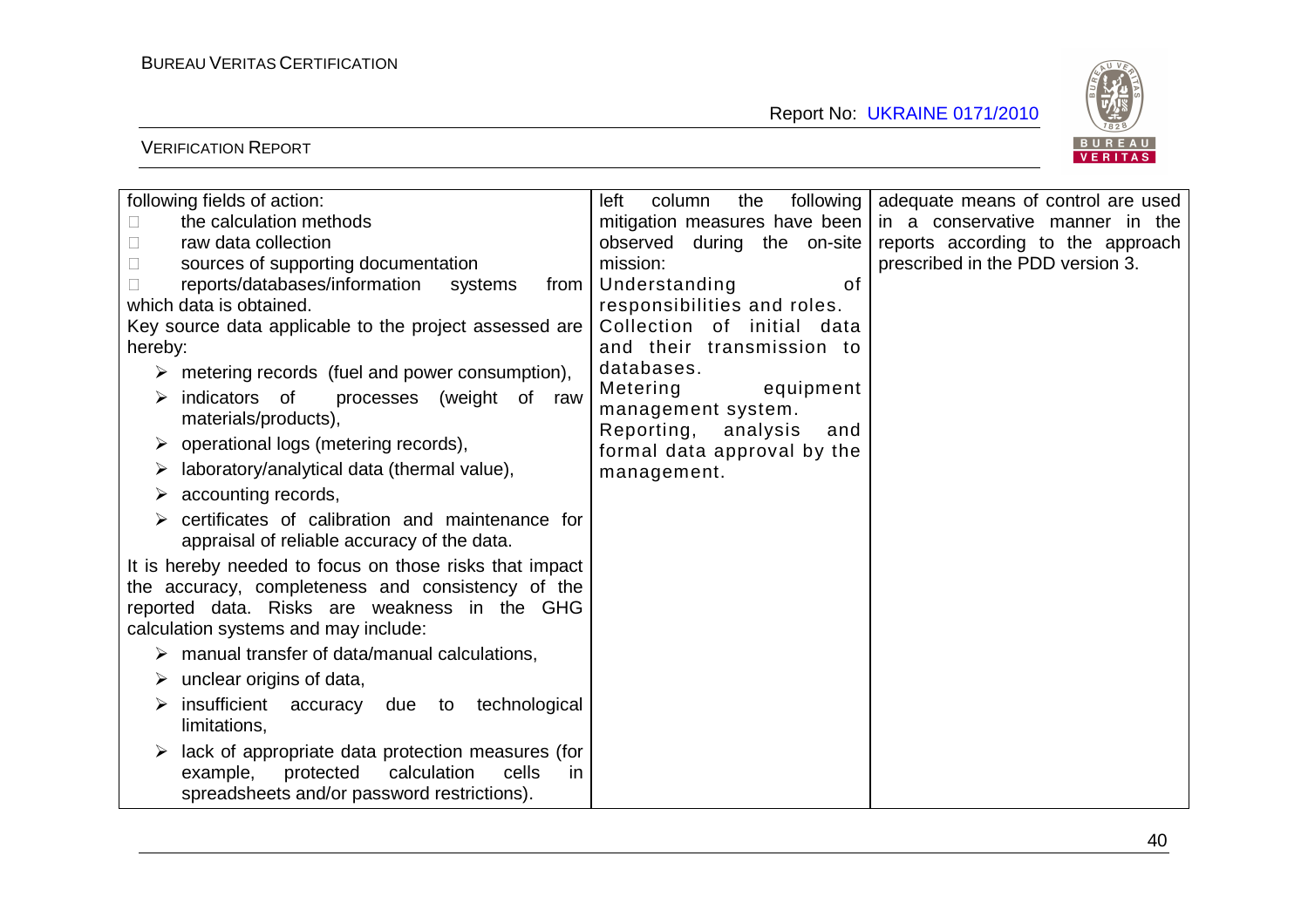| following fields of action:<br>□ the calculation methods<br>□ raw data collection<br>□ sources of supporting documentation<br>□ reports/databases/information systems from which data is obtained.<br>Key source data applicable to the project assessed are hereby:<br>➢ metering records (fuel and power consumption),<br>➢ indicators of processes (weight of raw materials/products),<br>➢ operational logs (metering records),<br>➢ laboratory/analytical data (thermal value),<br>➢ accounting records,<br>➢ certificates of calibration and maintenance for appraisal of reliable accuracy of the data.<br>It is hereby needed to focus on those risks that impact the accuracy, completeness and consistency of the reported data. Risks are weakness in the GHG calculation systems and may include:<br>➢ manual transfer of data/manual calculations,<br>➢ unclear origins of data,<br>➢ insufficient accuracy due to technological limitations,<br>➢ lack of appropriate data protection measures (for example, protected calculation cells in spreadsheets and/or password restrictions). | left column the following mitigation measures have been observed during the on-site mission:<br>Understanding of responsibilities and roles.<br>Collection of initial data and their transmission to databases.<br>Metering equipment management system.<br>Reporting, analysis and formal data approval by the management. | adequate means of control are used in a conservative manner in the reports according to the approach prescribed in the PDD version 3. |
|---|---|---|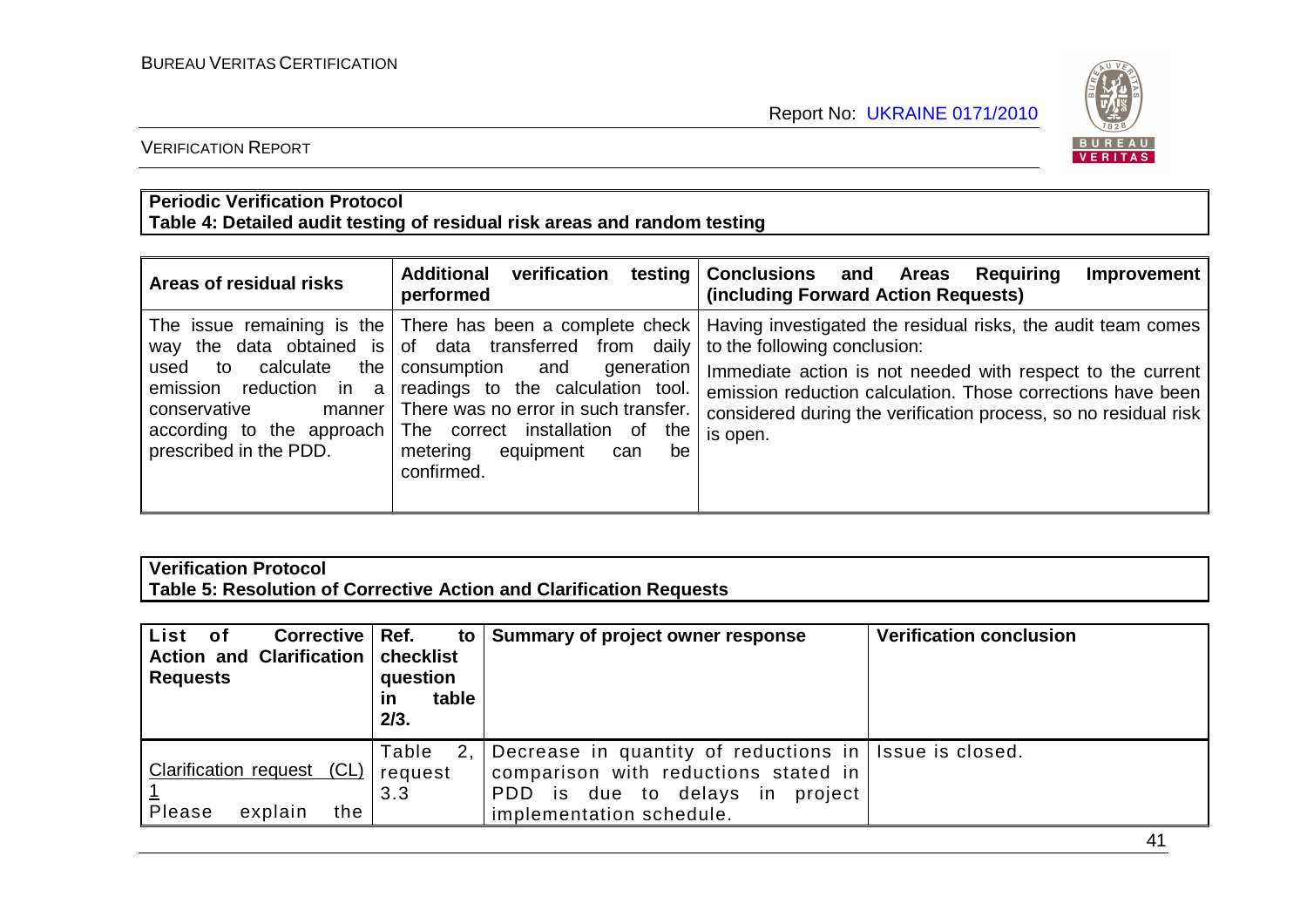**Periodic Verification Protocol**
**Table 4: Detailed audit testing of residual risk areas and random testing**

| Areas of residual risks | Additional verification testing performed | Conclusions and Areas Requiring Improvement (including Forward Action Requests) |
|---|---|---|
| The issue remaining is the way the data obtained is used to calculate the emission reduction in a conservative manner according to the approach prescribed in the PDD. | There has been a complete check of data transferred from daily consumption and generation readings to the calculation tool. There was no error in such transfer. The correct installation of the metering equipment can be confirmed. | Having investigated the residual risks, the audit team comes to the following conclusion:<br>Immediate action is not needed with respect to the current emission reduction calculation. Those corrections have been considered during the verification process, so no residual risk is open. |

**Verification Protocol**
**Table 5: Resolution of Corrective Action and Clarification Requests**

| List of Corrective Action and Clarification Requests | Ref. to checklist question in table 2/3. | Summary of project owner response | Verification conclusion |
|---|---|---|---|
| Clarification request (CL) 1<br>Please explain the | Table 2, request 3.3 | Decrease in quantity of reductions in comparison with reductions stated in PDD is due to delays in project implementation schedule. | Issue is closed. |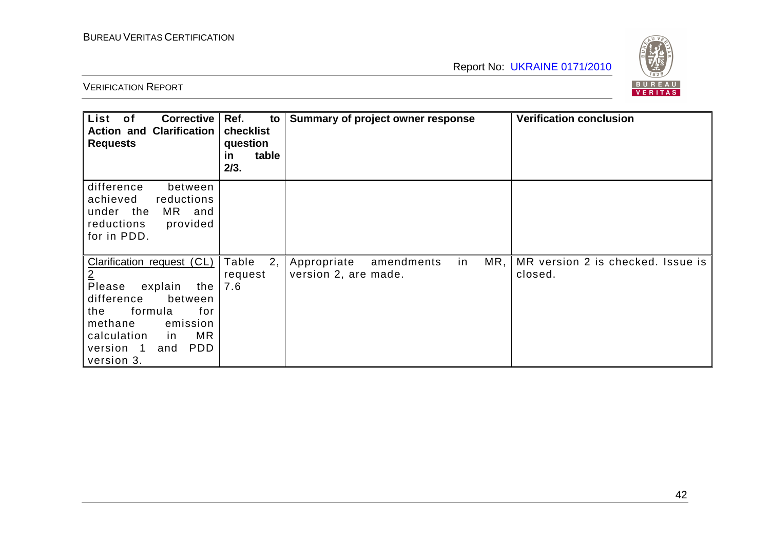| List of Corrective Action and Clarification Requests | Ref. to checklist question in table 2/3. | Summary of project owner response | Verification conclusion |
|---|---|---|---|
| difference between achieved reductions under the MR and reductions provided for in PDD. | | | |
| Clarification request (CL) 2<br>Please explain the difference between the formula for methane emission calculation in MR version 1 and PDD version 3. | Table 2, request 7.6 | Appropriate amendments in MR, version 2, are made. | MR version 2 is checked. Issue is closed. |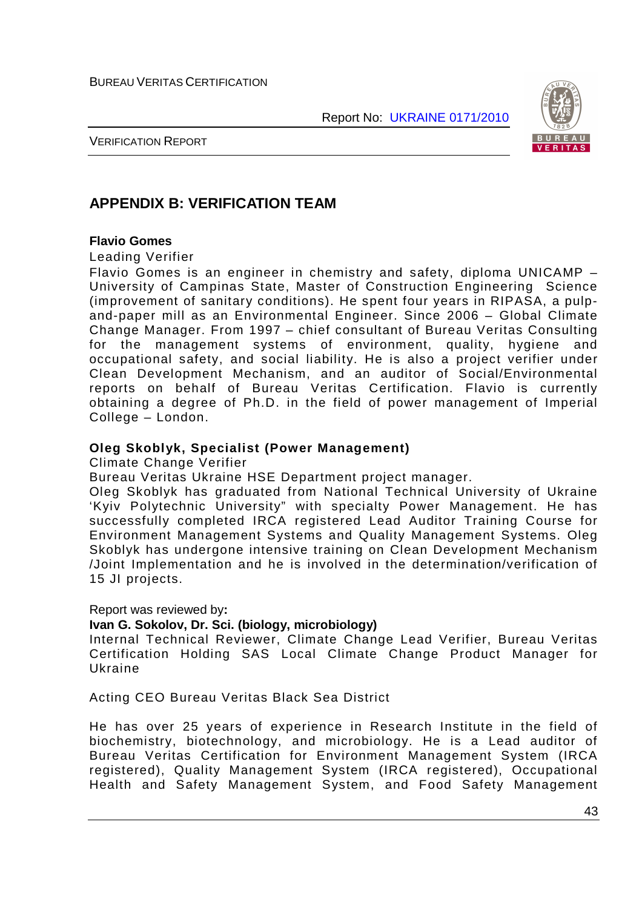## APPENDIX B: VERIFICATION TEAM

**Flavio Gomes**

Leading Verifier

Flavio Gomes is an engineer in chemistry and safety, diploma UNICAMP – University of Campinas State, Master of Construction Engineering Science (improvement of sanitary conditions). He spent four years in RIPASA, a pulp-and-paper mill as an Environmental Engineer. Since 2006 – Global Climate Change Manager. From 1997 – chief consultant of Bureau Veritas Consulting for the management systems of environment, quality, hygiene and occupational safety, and social liability. He is also a project verifier under Clean Development Mechanism, and an auditor of Social/Environmental reports on behalf of Bureau Veritas Certification. Flavio is currently obtaining a degree of Ph.D. in the field of power management of Imperial College – London.

**Oleg Skoblyk, Specialist (Power Management)**

Climate Change Verifier

Bureau Veritas Ukraine HSE Department project manager.

Oleg Skoblyk has graduated from National Technical University of Ukraine 'Kyiv Polytechnic University" with specialty Power Management. He has successfully completed IRCA registered Lead Auditor Training Course for Environment Management Systems and Quality Management Systems. Oleg Skoblyk has undergone intensive training on Clean Development Mechanism /Joint Implementation and he is involved in the determination/verification of 15 JI projects.

Report was reviewed by**:**

**Ivan G. Sokolov, Dr. Sci. (biology, microbiology)**

Internal Technical Reviewer, Climate Change Lead Verifier, Bureau Veritas Certification Holding SAS Local Climate Change Product Manager for Ukraine

Acting CEO Bureau Veritas Black Sea District

He has over 25 years of experience in Research Institute in the field of biochemistry, biotechnology, and microbiology. He is a Lead auditor of Bureau Veritas Certification for Environment Management System (IRCA registered), Quality Management System (IRCA registered), Occupational Health and Safety Management System, and Food Safety Management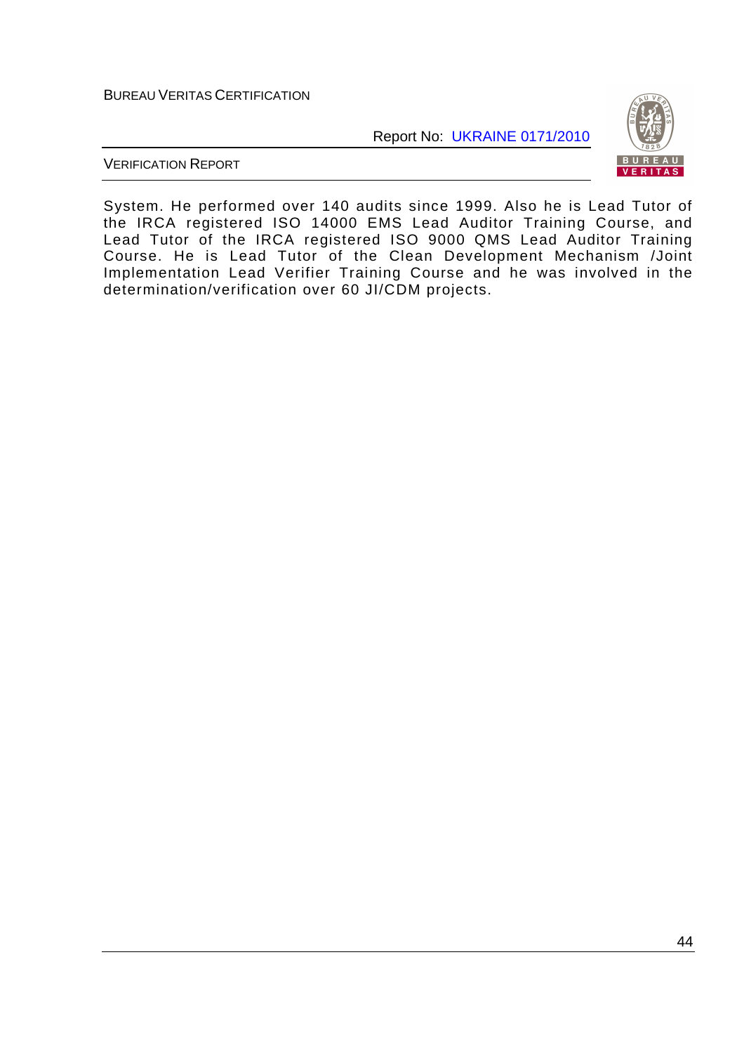System. He performed over 140 audits since 1999. Also he is Lead Tutor of the IRCA registered ISO 14000 EMS Lead Auditor Training Course, and Lead Tutor of the IRCA registered ISO 9000 QMS Lead Auditor Training Course. He is Lead Tutor of the Clean Development Mechanism /Joint Implementation Lead Verifier Training Course and he was involved in the determination/verification over 60 JI/CDM projects.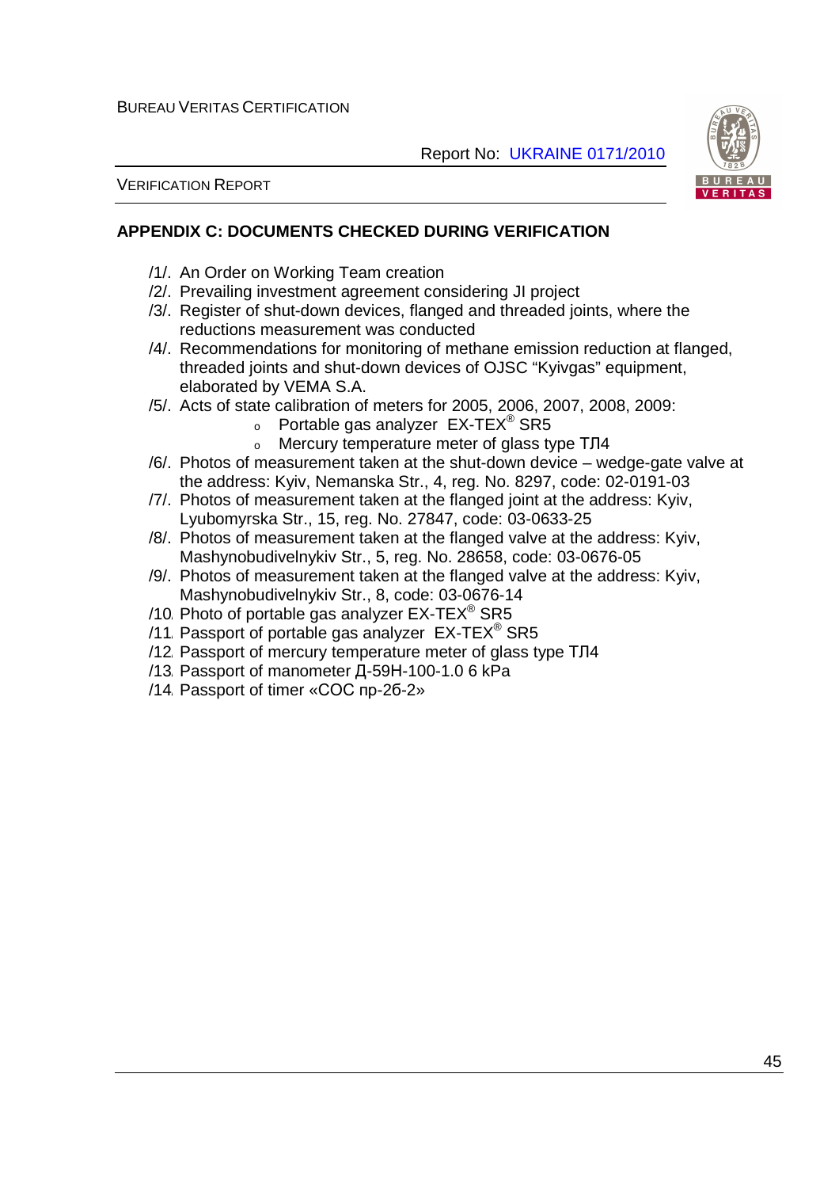## APPENDIX C: DOCUMENTS CHECKED DURING VERIFICATION

/1/. An Order on Working Team creation
/2/. Prevailing investment agreement considering JI project
/3/. Register of shut-down devices, flanged and threaded joints, where the reductions measurement was conducted
/4/. Recommendations for monitoring of methane emission reduction at flanged, threaded joints and shut-down devices of OJSC "Kyivgas" equipment, elaborated by VEMA S.A.
/5/. Acts of state calibration of meters for 2005, 2006, 2007, 2008, 2009:

- Portable gas analyzer EX-TEX® SR5
- Mercury temperature meter of glass type ТЛ4

/6/. Photos of measurement taken at the shut-down device – wedge-gate valve at the address: Kyiv, Nemanska Str., 4, reg. No. 8297, code: 02-0191-03
/7/. Photos of measurement taken at the flanged joint at the address: Kyiv, Lyubomyrska Str., 15, reg. No. 27847, code: 03-0633-25
/8/. Photos of measurement taken at the flanged valve at the address: Kyiv, Mashynobudivelnykiv Str., 5, reg. No. 28658, code: 03-0676-05
/9/. Photos of measurement taken at the flanged valve at the address: Kyiv, Mashynobudivelnykiv Str., 8, code: 03-0676-14
/10. Photo of portable gas analyzer EX-TEX® SR5
/11. Passport of portable gas analyzer EX-TEX® SR5
/12. Passport of mercury temperature meter of glass type ТЛ4
/13. Passport of manometer Д-59Н-100-1.0 6 kPa
/14. Passport of timer «СОС пр-2б-2»